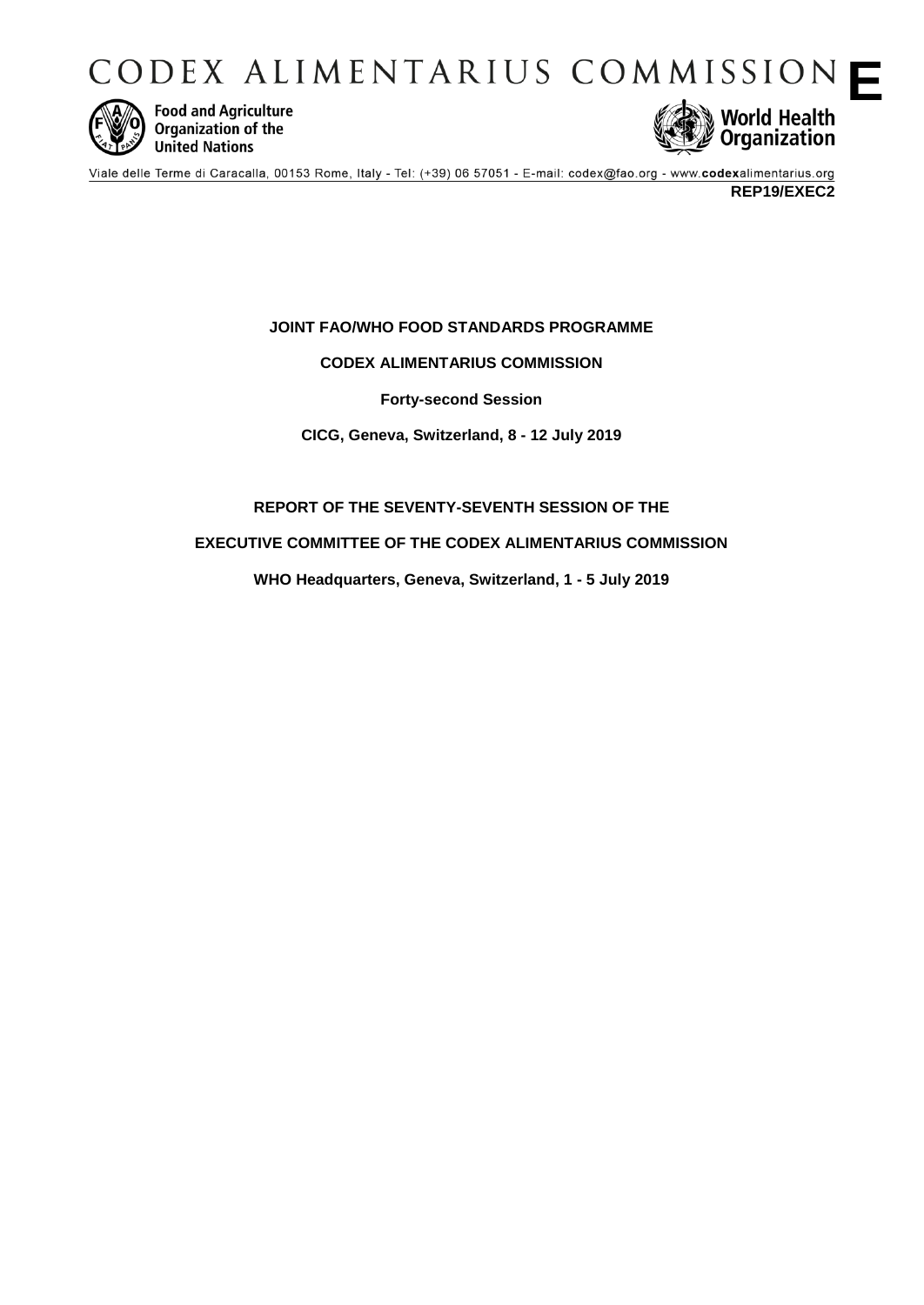# CODEX ALIMENTARIUS COMMISSION **E**

Food and Agriculture Organization of the United Nations

World Health Organization

Viale delle Terme di Caracalla, 00153 Rome, Italy - Tel: (+39) 06 57051 - E-mail: codex@fao.org - www.codexalimentarius.org

**REP19/EXEC2**

**JOINT FAO/WHO FOOD STANDARDS PROGRAMME**

**CODEX ALIMENTARIUS COMMISSION**

**Forty-second Session**

**CICG, Geneva, Switzerland, 8 - 12 July 2019**

**REPORT OF THE SEVENTY-SEVENTH SESSION OF THE**

**EXECUTIVE COMMITTEE OF THE CODEX ALIMENTARIUS COMMISSION**

**WHO Headquarters, Geneva, Switzerland, 1 - 5 July 2019**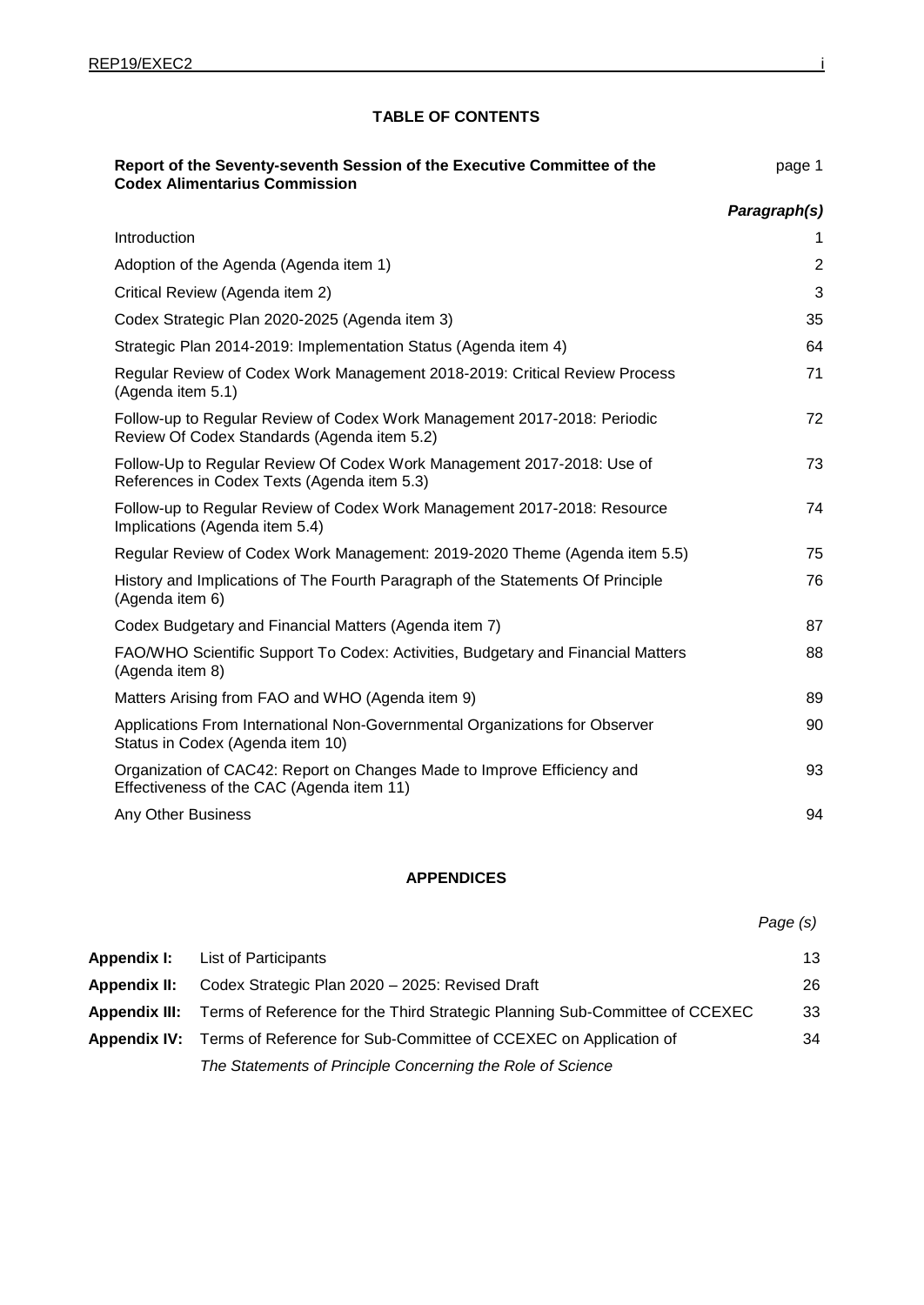## TABLE OF CONTENTS

| | |
|---|---|
| **Report of the Seventy-seventh Session of the Executive Committee of the Codex Alimentarius Commission** | page 1 |
| | ***Paragraph(s)*** |
| Introduction | 1 |
| Adoption of the Agenda (Agenda item 1) | 2 |
| Critical Review (Agenda item 2) | 3 |
| Codex Strategic Plan 2020-2025 (Agenda item 3) | 35 |
| Strategic Plan 2014-2019: Implementation Status (Agenda item 4) | 64 |
| Regular Review of Codex Work Management 2018-2019: Critical Review Process (Agenda item 5.1) | 71 |
| Follow-up to Regular Review of Codex Work Management 2017-2018: Periodic Review Of Codex Standards (Agenda item 5.2) | 72 |
| Follow-Up to Regular Review Of Codex Work Management 2017-2018: Use of References in Codex Texts (Agenda item 5.3) | 73 |
| Follow-up to Regular Review of Codex Work Management 2017-2018: Resource Implications (Agenda item 5.4) | 74 |
| Regular Review of Codex Work Management: 2019-2020 Theme (Agenda item 5.5) | 75 |
| History and Implications of The Fourth Paragraph of the Statements Of Principle (Agenda item 6) | 76 |
| Codex Budgetary and Financial Matters (Agenda item 7) | 87 |
| FAO/WHO Scientific Support To Codex: Activities, Budgetary and Financial Matters (Agenda item 8) | 88 |
| Matters Arising from FAO and WHO (Agenda item 9) | 89 |
| Applications From International Non-Governmental Organizations for Observer Status in Codex (Agenda item 10) | 90 |
| Organization of CAC42: Report on Changes Made to Improve Efficiency and Effectiveness of the CAC (Agenda item 11) | 93 |
| Any Other Business | 94 |

## APPENDICES

| | | *Page (s)* |
|---|---|---|
| **Appendix I:** | List of Participants | 13 |
| **Appendix II:** | Codex Strategic Plan 2020 – 2025: Revised Draft | 26 |
| **Appendix III:** | Terms of Reference for the Third Strategic Planning Sub-Committee of CCEXEC | 33 |
| **Appendix IV:** | Terms of Reference for Sub-Committee of CCEXEC on Application of *The Statements of Principle Concerning the Role of Science* | 34 |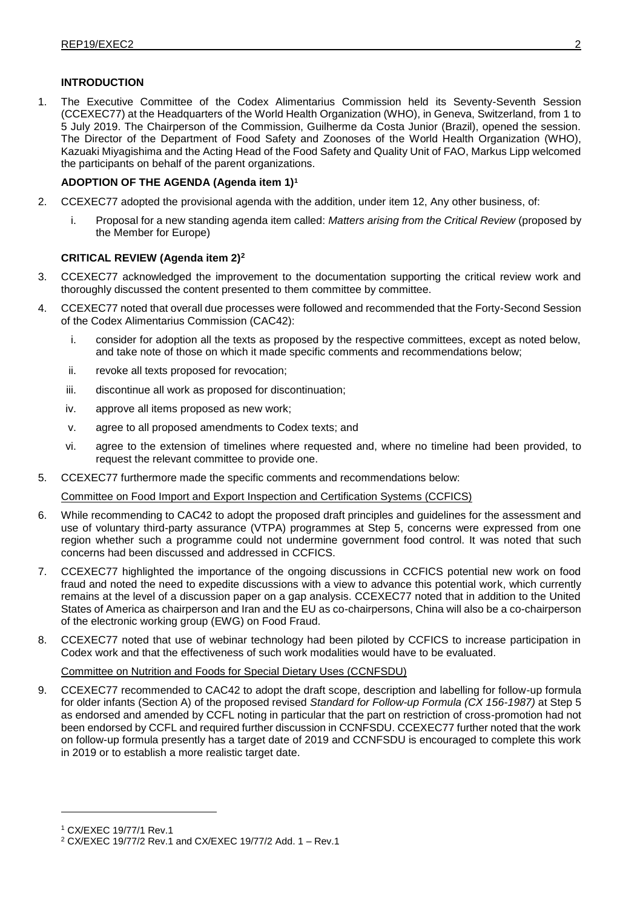## INTRODUCTION

1. The Executive Committee of the Codex Alimentarius Commission held its Seventy-Seventh Session (CCEXEC77) at the Headquarters of the World Health Organization (WHO), in Geneva, Switzerland, from 1 to 5 July 2019. The Chairperson of the Commission, Guilherme da Costa Junior (Brazil), opened the session. The Director of the Department of Food Safety and Zoonoses of the World Health Organization (WHO), Kazuaki Miyagishima and the Acting Head of the Food Safety and Quality Unit of FAO, Markus Lipp welcomed the participants on behalf of the parent organizations.

## ADOPTION OF THE AGENDA (Agenda item 1)[1]

2. CCEXEC77 adopted the provisional agenda with the addition, under item 12, Any other business, of:

   i. Proposal for a new standing agenda item called: *Matters arising from the Critical Review* (proposed by the Member for Europe)

## CRITICAL REVIEW (Agenda item 2)[2]

3. CCEXEC77 acknowledged the improvement to the documentation supporting the critical review work and thoroughly discussed the content presented to them committee by committee.

4. CCEXEC77 noted that overall due processes were followed and recommended that the Forty-Second Session of the Codex Alimentarius Commission (CAC42):

   i. consider for adoption all the texts as proposed by the respective committees, except as noted below, and take note of those on which it made specific comments and recommendations below;
   
   ii. revoke all texts proposed for revocation;
   
   iii. discontinue all work as proposed for discontinuation;
   
   iv. approve all items proposed as new work;
   
   v. agree to all proposed amendments to Codex texts; and
   
   vi. agree to the extension of timelines where requested and, where no timeline had been provided, to request the relevant committee to provide one.

5. CCEXEC77 furthermore made the specific comments and recommendations below:

Committee on Food Import and Export Inspection and Certification Systems (CCFICS)

6. While recommending to CAC42 to adopt the proposed draft principles and guidelines for the assessment and use of voluntary third-party assurance (VTPA) programmes at Step 5, concerns were expressed from one region whether such a programme could not undermine government food control. It was noted that such concerns had been discussed and addressed in CCFICS.

7. CCEXEC77 highlighted the importance of the ongoing discussions in CCFICS potential new work on food fraud and noted the need to expedite discussions with a view to advance this potential work, which currently remains at the level of a discussion paper on a gap analysis. CCEXEC77 noted that in addition to the United States of America as chairperson and Iran and the EU as co-chairpersons, China will also be a co-chairperson of the electronic working group (EWG) on Food Fraud.

8. CCEXEC77 noted that use of webinar technology had been piloted by CCFICS to increase participation in Codex work and that the effectiveness of such work modalities would have to be evaluated.

Committee on Nutrition and Foods for Special Dietary Uses (CCNFSDU)

9. CCEXEC77 recommended to CAC42 to adopt the draft scope, description and labelling for follow-up formula for older infants (Section A) of the proposed revised *Standard for Follow-up Formula (CX 156-1987)* at Step 5 as endorsed and amended by CCFL noting in particular that the part on restriction of cross-promotion had not been endorsed by CCFL and required further discussion in CCNFSDU. CCEXEC77 further noted that the work on follow-up formula presently has a target date of 2019 and CCNFSDU is encouraged to complete this work in 2019 or to establish a more realistic target date.

---

[1] CX/EXEC 19/77/1 Rev.1

[2] CX/EXEC 19/77/2 Rev.1 and CX/EXEC 19/77/2 Add. 1 – Rev.1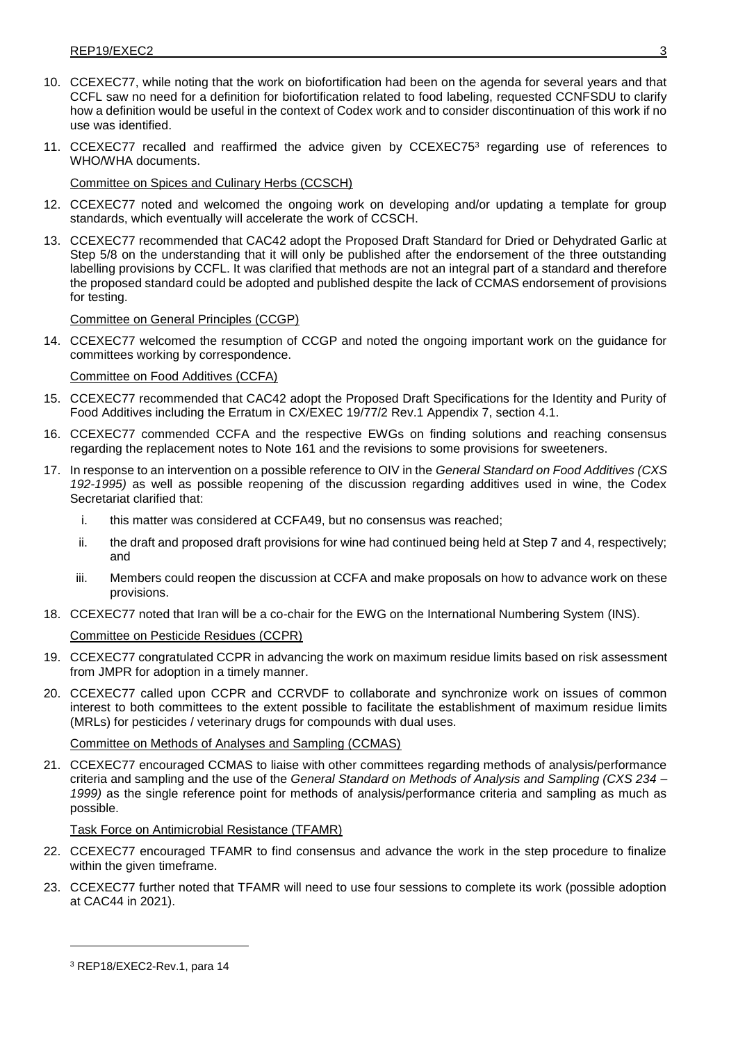10. CCEXEC77, while noting that the work on biofortification had been on the agenda for several years and that CCFL saw no need for a definition for biofortification related to food labeling, requested CCNFSDU to clarify how a definition would be useful in the context of Codex work and to consider discontinuation of this work if no use was identified.

11. CCEXEC77 recalled and reaffirmed the advice given by CCEXEC75[3] regarding use of references to WHO/WHA documents.

Committee on Spices and Culinary Herbs (CCSCH)

12. CCEXEC77 noted and welcomed the ongoing work on developing and/or updating a template for group standards, which eventually will accelerate the work of CCSCH.

13. CCEXEC77 recommended that CAC42 adopt the Proposed Draft Standard for Dried or Dehydrated Garlic at Step 5/8 on the understanding that it will only be published after the endorsement of the three outstanding labelling provisions by CCFL. It was clarified that methods are not an integral part of a standard and therefore the proposed standard could be adopted and published despite the lack of CCMAS endorsement of provisions for testing.

Committee on General Principles (CCGP)

14. CCEXEC77 welcomed the resumption of CCGP and noted the ongoing important work on the guidance for committees working by correspondence.

Committee on Food Additives (CCFA)

15. CCEXEC77 recommended that CAC42 adopt the Proposed Draft Specifications for the Identity and Purity of Food Additives including the Erratum in CX/EXEC 19/77/2 Rev.1 Appendix 7, section 4.1.

16. CCEXEC77 commended CCFA and the respective EWGs on finding solutions and reaching consensus regarding the replacement notes to Note 161 and the revisions to some provisions for sweeteners.

17. In response to an intervention on a possible reference to OIV in the *General Standard on Food Additives (CXS 192-1995)* as well as possible reopening of the discussion regarding additives used in wine, the Codex Secretariat clarified that:
    i. this matter was considered at CCFA49, but no consensus was reached;
    ii. the draft and proposed draft provisions for wine had continued being held at Step 7 and 4, respectively; and
    iii. Members could reopen the discussion at CCFA and make proposals on how to advance work on these provisions.

18. CCEXEC77 noted that Iran will be a co-chair for the EWG on the International Numbering System (INS).

Committee on Pesticide Residues (CCPR)

19. CCEXEC77 congratulated CCPR in advancing the work on maximum residue limits based on risk assessment from JMPR for adoption in a timely manner.

20. CCEXEC77 called upon CCPR and CCRVDF to collaborate and synchronize work on issues of common interest to both committees to the extent possible to facilitate the establishment of maximum residue limits (MRLs) for pesticides / veterinary drugs for compounds with dual uses.

Committee on Methods of Analyses and Sampling (CCMAS)

21. CCEXEC77 encouraged CCMAS to liaise with other committees regarding methods of analysis/performance criteria and sampling and the use of the *General Standard on Methods of Analysis and Sampling (CXS 234 – 1999)* as the single reference point for methods of analysis/performance criteria and sampling as much as possible.

Task Force on Antimicrobial Resistance (TFAMR)

22. CCEXEC77 encouraged TFAMR to find consensus and advance the work in the step procedure to finalize within the given timeframe.

23. CCEXEC77 further noted that TFAMR will need to use four sessions to complete its work (possible adoption at CAC44 in 2021).

---

[3] REP18/EXEC2-Rev.1, para 14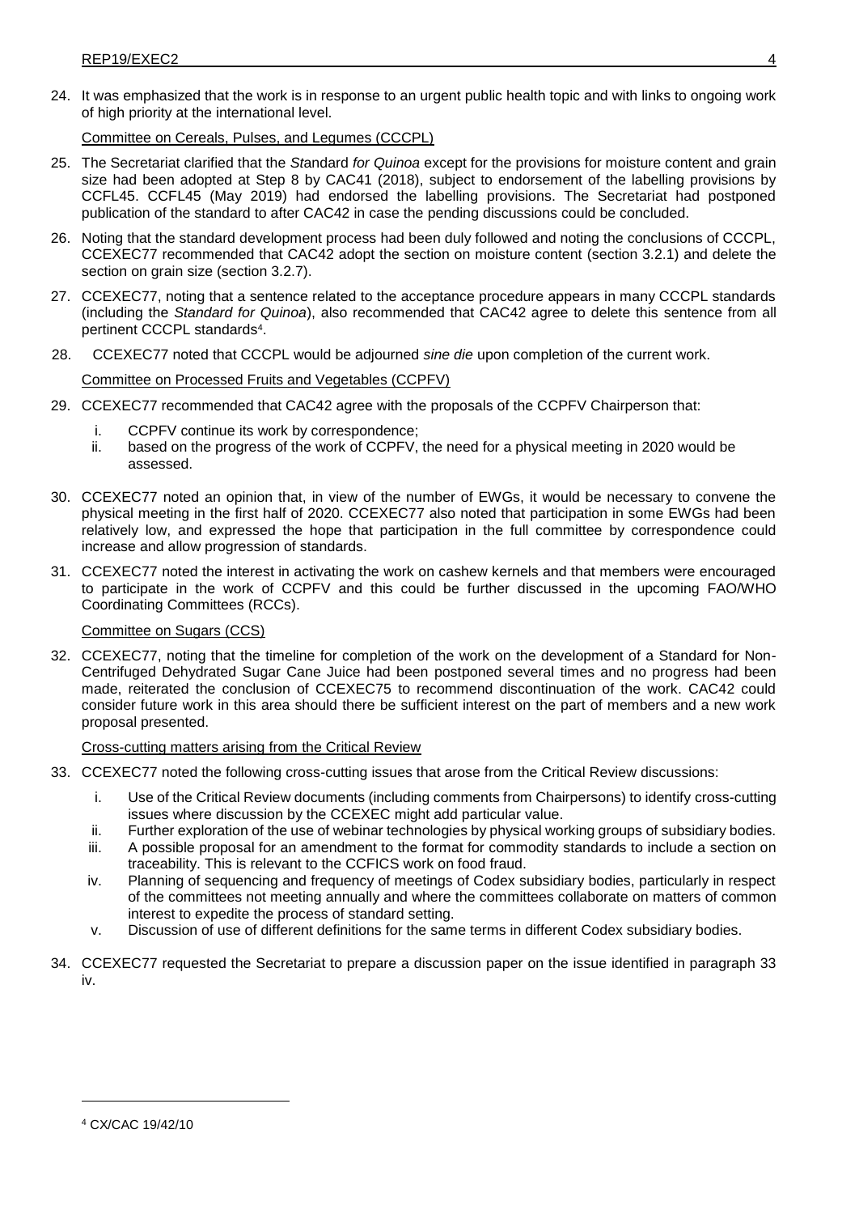24. It was emphasized that the work is in response to an urgent public health topic and with links to ongoing work of high priority at the international level.

Committee on Cereals, Pulses, and Legumes (CCCPL)

25. The Secretariat clarified that the *Standard for Quinoa* except for the provisions for moisture content and grain size had been adopted at Step 8 by CAC41 (2018), subject to endorsement of the labelling provisions by CCFL45. CCFL45 (May 2019) had endorsed the labelling provisions. The Secretariat had postponed publication of the standard to after CAC42 in case the pending discussions could be concluded.

26. Noting that the standard development process had been duly followed and noting the conclusions of CCCPL, CCEXEC77 recommended that CAC42 adopt the section on moisture content (section 3.2.1) and delete the section on grain size (section 3.2.7).

27. CCEXEC77, noting that a sentence related to the acceptance procedure appears in many CCCPL standards (including the *Standard for Quinoa*), also recommended that CAC42 agree to delete this sentence from all pertinent CCCPL standards[4].

28. CCEXEC77 noted that CCCPL would be adjourned *sine die* upon completion of the current work.

Committee on Processed Fruits and Vegetables (CCPFV)

29. CCEXEC77 recommended that CAC42 agree with the proposals of the CCPFV Chairperson that:
    i. CCPFV continue its work by correspondence;
    ii. based on the progress of the work of CCPFV, the need for a physical meeting in 2020 would be assessed.

30. CCEXEC77 noted an opinion that, in view of the number of EWGs, it would be necessary to convene the physical meeting in the first half of 2020. CCEXEC77 also noted that participation in some EWGs had been relatively low, and expressed the hope that participation in the full committee by correspondence could increase and allow progression of standards.

31. CCEXEC77 noted the interest in activating the work on cashew kernels and that members were encouraged to participate in the work of CCPFV and this could be further discussed in the upcoming FAO/WHO Coordinating Committees (RCCs).

Committee on Sugars (CCS)

32. CCEXEC77, noting that the timeline for completion of the work on the development of a Standard for Non-Centrifuged Dehydrated Sugar Cane Juice had been postponed several times and no progress had been made, reiterated the conclusion of CCEXEC75 to recommend discontinuation of the work. CAC42 could consider future work in this area should there be sufficient interest on the part of members and a new work proposal presented.

Cross-cutting matters arising from the Critical Review

33. CCEXEC77 noted the following cross-cutting issues that arose from the Critical Review discussions:
    i. Use of the Critical Review documents (including comments from Chairpersons) to identify cross-cutting issues where discussion by the CCEXEC might add particular value.
    ii. Further exploration of the use of webinar technologies by physical working groups of subsidiary bodies.
    iii. A possible proposal for an amendment to the format for commodity standards to include a section on traceability. This is relevant to the CCFICS work on food fraud.
    iv. Planning of sequencing and frequency of meetings of Codex subsidiary bodies, particularly in respect of the committees not meeting annually and where the committees collaborate on matters of common interest to expedite the process of standard setting.
    v. Discussion of use of different definitions for the same terms in different Codex subsidiary bodies.

34. CCEXEC77 requested the Secretariat to prepare a discussion paper on the issue identified in paragraph 33 iv.

[4] CX/CAC 19/42/10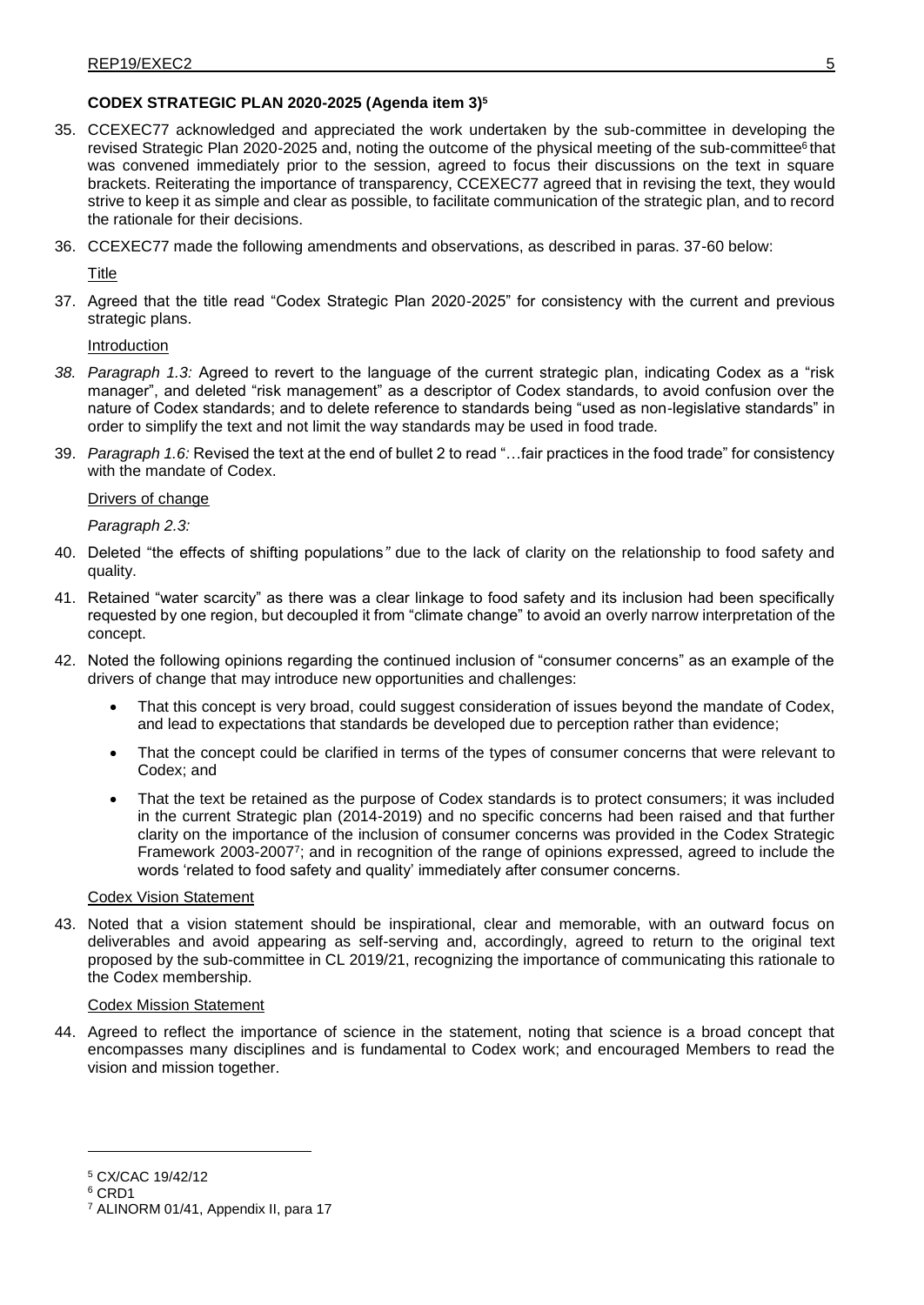**CODEX STRATEGIC PLAN 2020-2025 (Agenda item 3)[5]**

35. CCEXEC77 acknowledged and appreciated the work undertaken by the sub-committee in developing the revised Strategic Plan 2020-2025 and, noting the outcome of the physical meeting of the sub-committee[6] that was convened immediately prior to the session, agreed to focus their discussions on the text in square brackets. Reiterating the importance of transparency, CCEXEC77 agreed that in revising the text, they would strive to keep it as simple and clear as possible, to facilitate communication of the strategic plan, and to record the rationale for their decisions.

36. CCEXEC77 made the following amendments and observations, as described in paras. 37-60 below:

Title

37. Agreed that the title read "Codex Strategic Plan 2020-2025" for consistency with the current and previous strategic plans.

Introduction

38. *Paragraph 1.3:* Agreed to revert to the language of the current strategic plan, indicating Codex as a "risk manager", and deleted "risk management" as a descriptor of Codex standards, to avoid confusion over the nature of Codex standards; and to delete reference to standards being "used as non-legislative standards" in order to simplify the text and not limit the way standards may be used in food trade.

39. *Paragraph 1.6:* Revised the text at the end of bullet 2 to read "…fair practices in the food trade" for consistency with the mandate of Codex.

Drivers of change

*Paragraph 2.3:*

40. Deleted "the effects of shifting populations*"* due to the lack of clarity on the relationship to food safety and quality.

41. Retained "water scarcity" as there was a clear linkage to food safety and its inclusion had been specifically requested by one region, but decoupled it from "climate change" to avoid an overly narrow interpretation of the concept.

42. Noted the following opinions regarding the continued inclusion of "consumer concerns" as an example of the drivers of change that may introduce new opportunities and challenges:

- That this concept is very broad, could suggest consideration of issues beyond the mandate of Codex, and lead to expectations that standards be developed due to perception rather than evidence;
- That the concept could be clarified in terms of the types of consumer concerns that were relevant to Codex; and
- That the text be retained as the purpose of Codex standards is to protect consumers; it was included in the current Strategic plan (2014-2019) and no specific concerns had been raised and that further clarity on the importance of the inclusion of consumer concerns was provided in the Codex Strategic Framework 2003-2007[7]; and in recognition of the range of opinions expressed, agreed to include the words 'related to food safety and quality' immediately after consumer concerns.

Codex Vision Statement

43. Noted that a vision statement should be inspirational, clear and memorable, with an outward focus on deliverables and avoid appearing as self-serving and, accordingly, agreed to return to the original text proposed by the sub-committee in CL 2019/21, recognizing the importance of communicating this rationale to the Codex membership.

Codex Mission Statement

44. Agreed to reflect the importance of science in the statement, noting that science is a broad concept that encompasses many disciplines and is fundamental to Codex work; and encouraged Members to read the vision and mission together.

---

[5] CX/CAC 19/42/12

[6] CRD1

[7] ALINORM 01/41, Appendix II, para 17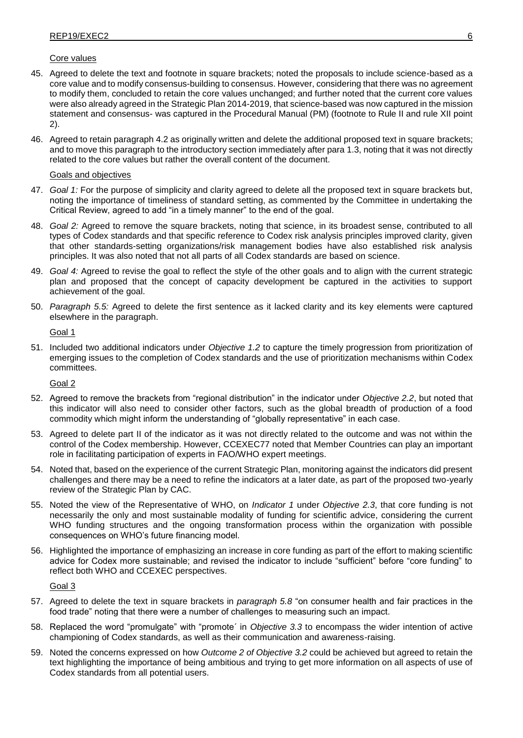Core values

45. Agreed to delete the text and footnote in square brackets; noted the proposals to include science-based as a core value and to modify consensus-building to consensus. However, considering that there was no agreement to modify them, concluded to retain the core values unchanged; and further noted that the current core values were also already agreed in the Strategic Plan 2014-2019, that science-based was now captured in the mission statement and consensus- was captured in the Procedural Manual (PM) (footnote to Rule II and rule XII point 2).

46. Agreed to retain paragraph 4.2 as originally written and delete the additional proposed text in square brackets; and to move this paragraph to the introductory section immediately after para 1.3, noting that it was not directly related to the core values but rather the overall content of the document.

Goals and objectives

47. *Goal 1:* For the purpose of simplicity and clarity agreed to delete all the proposed text in square brackets but, noting the importance of timeliness of standard setting, as commented by the Committee in undertaking the Critical Review, agreed to add "in a timely manner" to the end of the goal.

48. *Goal 2:* Agreed to remove the square brackets, noting that science, in its broadest sense, contributed to all types of Codex standards and that specific reference to Codex risk analysis principles improved clarity, given that other standards-setting organizations/risk management bodies have also established risk analysis principles. It was also noted that not all parts of all Codex standards are based on science.

49. *Goal 4:* Agreed to revise the goal to reflect the style of the other goals and to align with the current strategic plan and proposed that the concept of capacity development be captured in the activities to support achievement of the goal.

50. *Paragraph 5.5:* Agreed to delete the first sentence as it lacked clarity and its key elements were captured elsewhere in the paragraph.

Goal 1

51. Included two additional indicators under *Objective 1.2* to capture the timely progression from prioritization of emerging issues to the completion of Codex standards and the use of prioritization mechanisms within Codex committees.

Goal 2

52. Agreed to remove the brackets from "regional distribution" in the indicator under *Objective 2.2*, but noted that this indicator will also need to consider other factors, such as the global breadth of production of a food commodity which might inform the understanding of "globally representative" in each case.

53. Agreed to delete part II of the indicator as it was not directly related to the outcome and was not within the control of the Codex membership. However, CCEXEC77 noted that Member Countries can play an important role in facilitating participation of experts in FAO/WHO expert meetings.

54. Noted that, based on the experience of the current Strategic Plan, monitoring against the indicators did present challenges and there may be a need to refine the indicators at a later date, as part of the proposed two-yearly review of the Strategic Plan by CAC.

55. Noted the view of the Representative of WHO, on *Indicator 1* under *Objective 2.3*, that core funding is not necessarily the only and most sustainable modality of funding for scientific advice, considering the current WHO funding structures and the ongoing transformation process within the organization with possible consequences on WHO's future financing model.

56. Highlighted the importance of emphasizing an increase in core funding as part of the effort to making scientific advice for Codex more sustainable; and revised the indicator to include "sufficient" before "core funding" to reflect both WHO and CCEXEC perspectives.

Goal 3

57. Agreed to delete the text in square brackets in *paragraph 5.8* "on consumer health and fair practices in the food trade" noting that there were a number of challenges to measuring such an impact.

58. Replaced the word "promulgate" with "promote´ in *Objective 3.3* to encompass the wider intention of active championing of Codex standards, as well as their communication and awareness-raising.

59. Noted the concerns expressed on how *Outcome 2 of Objective 3.2* could be achieved but agreed to retain the text highlighting the importance of being ambitious and trying to get more information on all aspects of use of Codex standards from all potential users.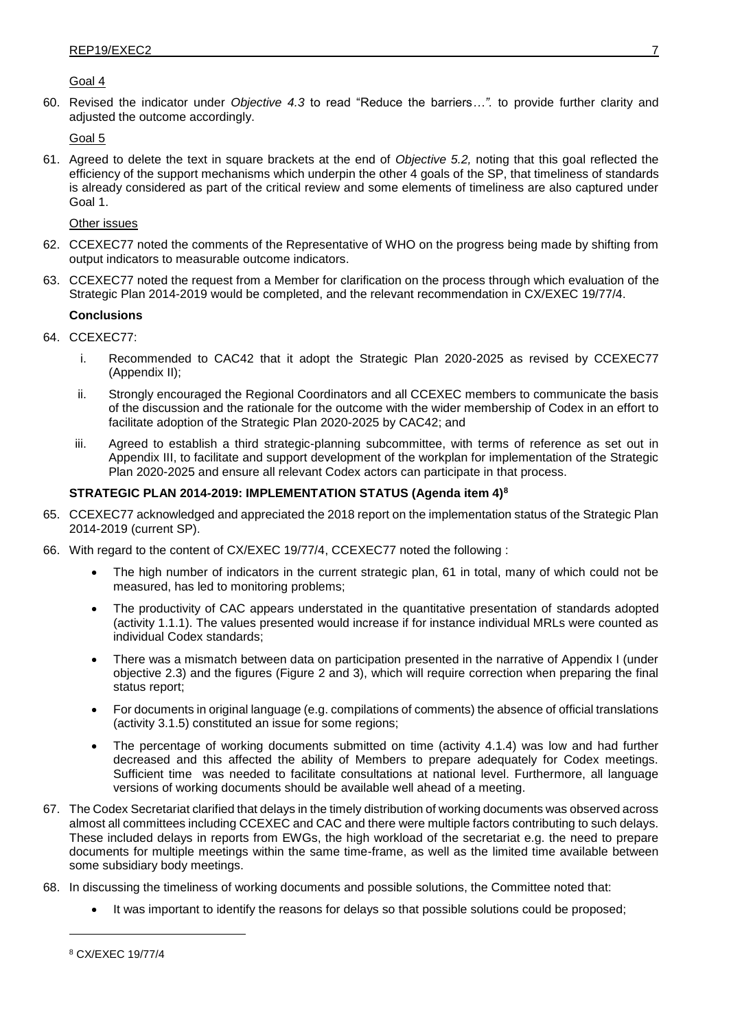Goal 4

60. Revised the indicator under *Objective 4.3* to read "Reduce the barriers…*".* to provide further clarity and adjusted the outcome accordingly.

Goal 5

61. Agreed to delete the text in square brackets at the end of *Objective 5.2,* noting that this goal reflected the efficiency of the support mechanisms which underpin the other 4 goals of the SP, that timeliness of standards is already considered as part of the critical review and some elements of timeliness are also captured under Goal 1.

Other issues

62. CCEXEC77 noted the comments of the Representative of WHO on the progress being made by shifting from output indicators to measurable outcome indicators.

63. CCEXEC77 noted the request from a Member for clarification on the process through which evaluation of the Strategic Plan 2014-2019 would be completed, and the relevant recommendation in CX/EXEC 19/77/4.

**Conclusions**

64. CCEXEC77:

    i. Recommended to CAC42 that it adopt the Strategic Plan 2020-2025 as revised by CCEXEC77 (Appendix II);

    ii. Strongly encouraged the Regional Coordinators and all CCEXEC members to communicate the basis of the discussion and the rationale for the outcome with the wider membership of Codex in an effort to facilitate adoption of the Strategic Plan 2020-2025 by CAC42; and

    iii. Agreed to establish a third strategic-planning subcommittee, with terms of reference as set out in Appendix III, to facilitate and support development of the workplan for implementation of the Strategic Plan 2020-2025 and ensure all relevant Codex actors can participate in that process.

## STRATEGIC PLAN 2014-2019: IMPLEMENTATION STATUS (Agenda item 4)[8]

65. CCEXEC77 acknowledged and appreciated the 2018 report on the implementation status of the Strategic Plan 2014-2019 (current SP).

66. With regard to the content of CX/EXEC 19/77/4, CCEXEC77 noted the following :

    - The high number of indicators in the current strategic plan, 61 in total, many of which could not be measured, has led to monitoring problems;
    - The productivity of CAC appears understated in the quantitative presentation of standards adopted (activity 1.1.1). The values presented would increase if for instance individual MRLs were counted as individual Codex standards;
    - There was a mismatch between data on participation presented in the narrative of Appendix I (under objective 2.3) and the figures (Figure 2 and 3), which will require correction when preparing the final status report;
    - For documents in original language (e.g. compilations of comments) the absence of official translations (activity 3.1.5) constituted an issue for some regions;
    - The percentage of working documents submitted on time (activity 4.1.4) was low and had further decreased and this affected the ability of Members to prepare adequately for Codex meetings. Sufficient time was needed to facilitate consultations at national level. Furthermore, all language versions of working documents should be available well ahead of a meeting.

67. The Codex Secretariat clarified that delays in the timely distribution of working documents was observed across almost all committees including CCEXEC and CAC and there were multiple factors contributing to such delays. These included delays in reports from EWGs, the high workload of the secretariat e.g. the need to prepare documents for multiple meetings within the same time-frame, as well as the limited time available between some subsidiary body meetings.

68. In discussing the timeliness of working documents and possible solutions, the Committee noted that:

    - It was important to identify the reasons for delays so that possible solutions could be proposed;

---

[8] CX/EXEC 19/77/4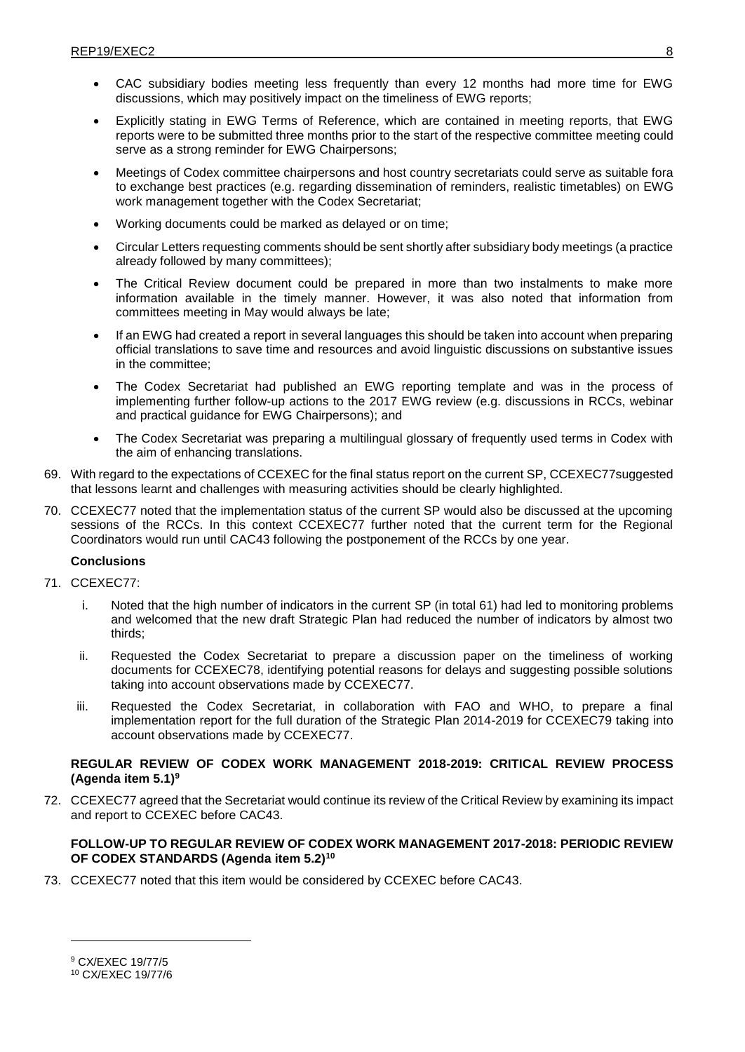- CAC subsidiary bodies meeting less frequently than every 12 months had more time for EWG discussions, which may positively impact on the timeliness of EWG reports;
- Explicitly stating in EWG Terms of Reference, which are contained in meeting reports, that EWG reports were to be submitted three months prior to the start of the respective committee meeting could serve as a strong reminder for EWG Chairpersons;
- Meetings of Codex committee chairpersons and host country secretariats could serve as suitable fora to exchange best practices (e.g. regarding dissemination of reminders, realistic timetables) on EWG work management together with the Codex Secretariat;
- Working documents could be marked as delayed or on time;
- Circular Letters requesting comments should be sent shortly after subsidiary body meetings (a practice already followed by many committees);
- The Critical Review document could be prepared in more than two instalments to make more information available in the timely manner. However, it was also noted that information from committees meeting in May would always be late;
- If an EWG had created a report in several languages this should be taken into account when preparing official translations to save time and resources and avoid linguistic discussions on substantive issues in the committee;
- The Codex Secretariat had published an EWG reporting template and was in the process of implementing further follow-up actions to the 2017 EWG review (e.g. discussions in RCCs, webinar and practical guidance for EWG Chairpersons); and
- The Codex Secretariat was preparing a multilingual glossary of frequently used terms in Codex with the aim of enhancing translations.

69. With regard to the expectations of CCEXEC for the final status report on the current SP, CCEXEC77suggested that lessons learnt and challenges with measuring activities should be clearly highlighted.

70. CCEXEC77 noted that the implementation status of the current SP would also be discussed at the upcoming sessions of the RCCs. In this context CCEXEC77 further noted that the current term for the Regional Coordinators would run until CAC43 following the postponement of the RCCs by one year.

**Conclusions**

71. CCEXEC77:

   i. Noted that the high number of indicators in the current SP (in total 61) had led to monitoring problems and welcomed that the new draft Strategic Plan had reduced the number of indicators by almost two thirds;

   ii. Requested the Codex Secretariat to prepare a discussion paper on the timeliness of working documents for CCEXEC78, identifying potential reasons for delays and suggesting possible solutions taking into account observations made by CCEXEC77.

   iii. Requested the Codex Secretariat, in collaboration with FAO and WHO, to prepare a final implementation report for the full duration of the Strategic Plan 2014-2019 for CCEXEC79 taking into account observations made by CCEXEC77.

**REGULAR REVIEW OF CODEX WORK MANAGEMENT 2018-2019: CRITICAL REVIEW PROCESS (Agenda item 5.1)[9]**

72. CCEXEC77 agreed that the Secretariat would continue its review of the Critical Review by examining its impact and report to CCEXEC before CAC43.

**FOLLOW-UP TO REGULAR REVIEW OF CODEX WORK MANAGEMENT 2017-2018: PERIODIC REVIEW OF CODEX STANDARDS (Agenda item 5.2)[10]**

73. CCEXEC77 noted that this item would be considered by CCEXEC before CAC43.

---

[9] CX/EXEC 19/77/5

[10] CX/EXEC 19/77/6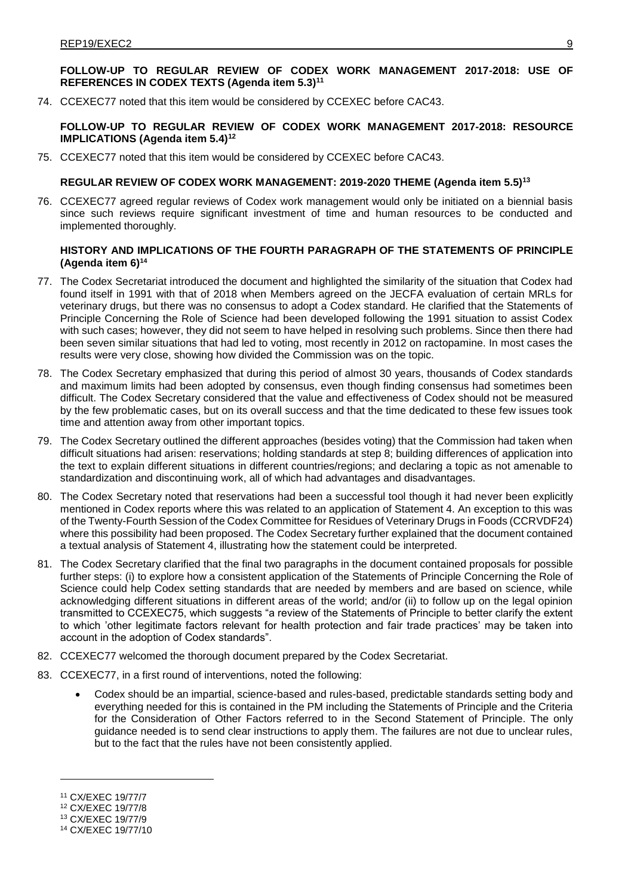**FOLLOW-UP TO REGULAR REVIEW OF CODEX WORK MANAGEMENT 2017-2018: USE OF REFERENCES IN CODEX TEXTS (Agenda item 5.3)[11]**

74. CCEXEC77 noted that this item would be considered by CCEXEC before CAC43.

**FOLLOW-UP TO REGULAR REVIEW OF CODEX WORK MANAGEMENT 2017-2018: RESOURCE IMPLICATIONS (Agenda item 5.4)[12]**

75. CCEXEC77 noted that this item would be considered by CCEXEC before CAC43.

**REGULAR REVIEW OF CODEX WORK MANAGEMENT: 2019-2020 THEME (Agenda item 5.5)[13]**

76. CCEXEC77 agreed regular reviews of Codex work management would only be initiated on a biennial basis since such reviews require significant investment of time and human resources to be conducted and implemented thoroughly.

**HISTORY AND IMPLICATIONS OF THE FOURTH PARAGRAPH OF THE STATEMENTS OF PRINCIPLE (Agenda item 6)[14]**

77. The Codex Secretariat introduced the document and highlighted the similarity of the situation that Codex had found itself in 1991 with that of 2018 when Members agreed on the JECFA evaluation of certain MRLs for veterinary drugs, but there was no consensus to adopt a Codex standard. He clarified that the Statements of Principle Concerning the Role of Science had been developed following the 1991 situation to assist Codex with such cases; however, they did not seem to have helped in resolving such problems. Since then there had been seven similar situations that had led to voting, most recently in 2012 on ractopamine. In most cases the results were very close, showing how divided the Commission was on the topic.

78. The Codex Secretary emphasized that during this period of almost 30 years, thousands of Codex standards and maximum limits had been adopted by consensus, even though finding consensus had sometimes been difficult. The Codex Secretary considered that the value and effectiveness of Codex should not be measured by the few problematic cases, but on its overall success and that the time dedicated to these few issues took time and attention away from other important topics.

79. The Codex Secretary outlined the different approaches (besides voting) that the Commission had taken when difficult situations had arisen: reservations; holding standards at step 8; building differences of application into the text to explain different situations in different countries/regions; and declaring a topic as not amenable to standardization and discontinuing work, all of which had advantages and disadvantages.

80. The Codex Secretary noted that reservations had been a successful tool though it had never been explicitly mentioned in Codex reports where this was related to an application of Statement 4. An exception to this was of the Twenty-Fourth Session of the Codex Committee for Residues of Veterinary Drugs in Foods (CCRVDF24) where this possibility had been proposed. The Codex Secretary further explained that the document contained a textual analysis of Statement 4, illustrating how the statement could be interpreted.

81. The Codex Secretary clarified that the final two paragraphs in the document contained proposals for possible further steps: (i) to explore how a consistent application of the Statements of Principle Concerning the Role of Science could help Codex setting standards that are needed by members and are based on science, while acknowledging different situations in different areas of the world; and/or (ii) to follow up on the legal opinion transmitted to CCEXEC75, which suggests "a review of the Statements of Principle to better clarify the extent to which 'other legitimate factors relevant for health protection and fair trade practices' may be taken into account in the adoption of Codex standards".

82. CCEXEC77 welcomed the thorough document prepared by the Codex Secretariat.

83. CCEXEC77, in a first round of interventions, noted the following:

   - Codex should be an impartial, science-based and rules-based, predictable standards setting body and everything needed for this is contained in the PM including the Statements of Principle and the Criteria for the Consideration of Other Factors referred to in the Second Statement of Principle. The only guidance needed is to send clear instructions to apply them. The failures are not due to unclear rules, but to the fact that the rules have not been consistently applied.

---

[11] CX/EXEC 19/77/7

[12] CX/EXEC 19/77/8

[13] CX/EXEC 19/77/9

[14] CX/EXEC 19/77/10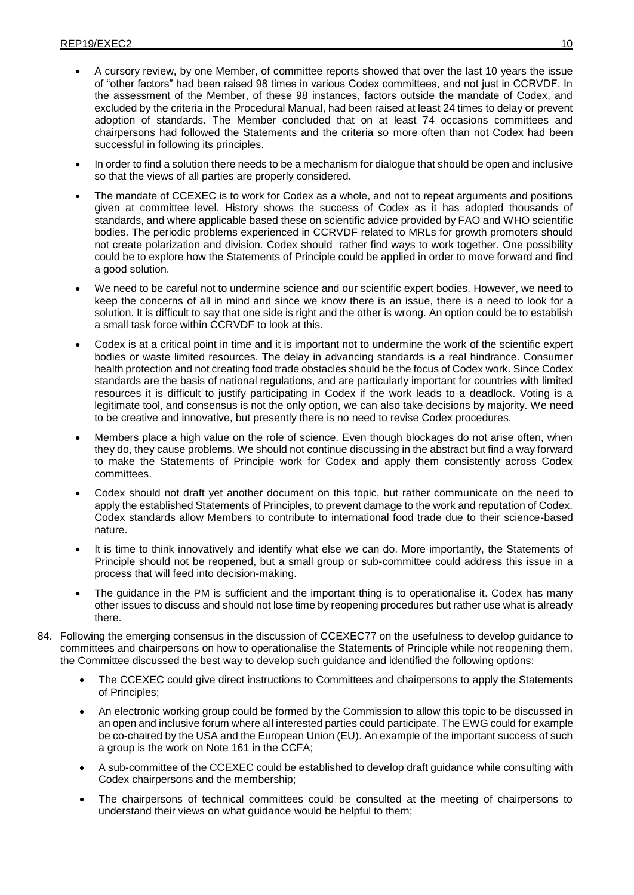- A cursory review, by one Member, of committee reports showed that over the last 10 years the issue of "other factors" had been raised 98 times in various Codex committees, and not just in CCRVDF. In the assessment of the Member, of these 98 instances, factors outside the mandate of Codex, and excluded by the criteria in the Procedural Manual, had been raised at least 24 times to delay or prevent adoption of standards. The Member concluded that on at least 74 occasions committees and chairpersons had followed the Statements and the criteria so more often than not Codex had been successful in following its principles.
- In order to find a solution there needs to be a mechanism for dialogue that should be open and inclusive so that the views of all parties are properly considered.
- The mandate of CCEXEC is to work for Codex as a whole, and not to repeat arguments and positions given at committee level. History shows the success of Codex as it has adopted thousands of standards, and where applicable based these on scientific advice provided by FAO and WHO scientific bodies. The periodic problems experienced in CCRVDF related to MRLs for growth promoters should not create polarization and division. Codex should rather find ways to work together. One possibility could be to explore how the Statements of Principle could be applied in order to move forward and find a good solution.
- We need to be careful not to undermine science and our scientific expert bodies. However, we need to keep the concerns of all in mind and since we know there is an issue, there is a need to look for a solution. It is difficult to say that one side is right and the other is wrong. An option could be to establish a small task force within CCRVDF to look at this.
- Codex is at a critical point in time and it is important not to undermine the work of the scientific expert bodies or waste limited resources. The delay in advancing standards is a real hindrance. Consumer health protection and not creating food trade obstacles should be the focus of Codex work. Since Codex standards are the basis of national regulations, and are particularly important for countries with limited resources it is difficult to justify participating in Codex if the work leads to a deadlock. Voting is a legitimate tool, and consensus is not the only option, we can also take decisions by majority. We need to be creative and innovative, but presently there is no need to revise Codex procedures.
- Members place a high value on the role of science. Even though blockages do not arise often, when they do, they cause problems. We should not continue discussing in the abstract but find a way forward to make the Statements of Principle work for Codex and apply them consistently across Codex committees.
- Codex should not draft yet another document on this topic, but rather communicate on the need to apply the established Statements of Principles, to prevent damage to the work and reputation of Codex. Codex standards allow Members to contribute to international food trade due to their science-based nature.
- It is time to think innovatively and identify what else we can do. More importantly, the Statements of Principle should not be reopened, but a small group or sub-committee could address this issue in a process that will feed into decision-making.
- The guidance in the PM is sufficient and the important thing is to operationalise it. Codex has many other issues to discuss and should not lose time by reopening procedures but rather use what is already there.

84. Following the emerging consensus in the discussion of CCEXEC77 on the usefulness to develop guidance to committees and chairpersons on how to operationalise the Statements of Principle while not reopening them, the Committee discussed the best way to develop such guidance and identified the following options:

    - The CCEXEC could give direct instructions to Committees and chairpersons to apply the Statements of Principles;
    - An electronic working group could be formed by the Commission to allow this topic to be discussed in an open and inclusive forum where all interested parties could participate. The EWG could for example be co-chaired by the USA and the European Union (EU). An example of the important success of such a group is the work on Note 161 in the CCFA;
    - A sub-committee of the CCEXEC could be established to develop draft guidance while consulting with Codex chairpersons and the membership;
    - The chairpersons of technical committees could be consulted at the meeting of chairpersons to understand their views on what guidance would be helpful to them;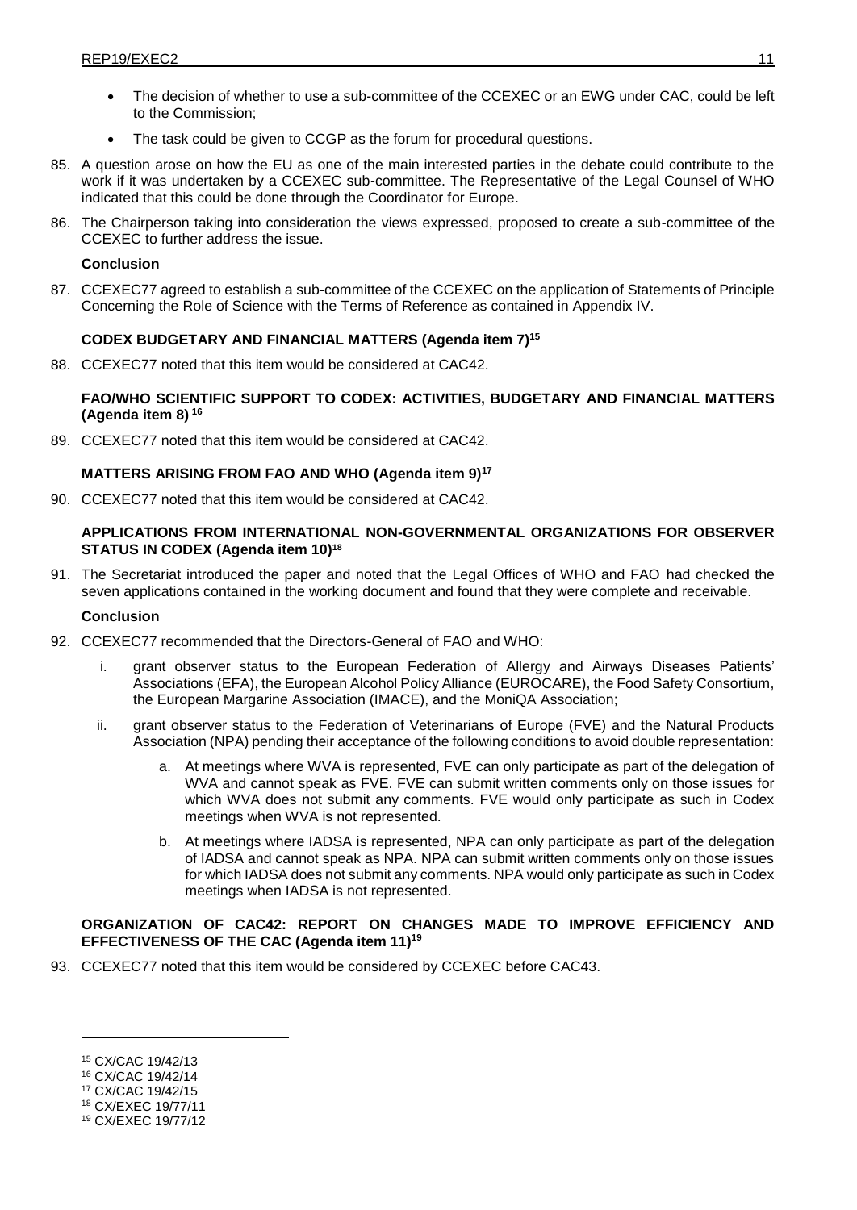- The decision of whether to use a sub-committee of the CCEXEC or an EWG under CAC, could be left to the Commission;
- The task could be given to CCGP as the forum for procedural questions.

85. A question arose on how the EU as one of the main interested parties in the debate could contribute to the work if it was undertaken by a CCEXEC sub-committee. The Representative of the Legal Counsel of WHO indicated that this could be done through the Coordinator for Europe.

86. The Chairperson taking into consideration the views expressed, proposed to create a sub-committee of the CCEXEC to further address the issue.

**Conclusion**

87. CCEXEC77 agreed to establish a sub-committee of the CCEXEC on the application of Statements of Principle Concerning the Role of Science with the Terms of Reference as contained in Appendix IV.

**CODEX BUDGETARY AND FINANCIAL MATTERS (Agenda item 7)[15]**

88. CCEXEC77 noted that this item would be considered at CAC42.

**FAO/WHO SCIENTIFIC SUPPORT TO CODEX: ACTIVITIES, BUDGETARY AND FINANCIAL MATTERS (Agenda item 8)[16]**

89. CCEXEC77 noted that this item would be considered at CAC42.

**MATTERS ARISING FROM FAO AND WHO (Agenda item 9)[17]**

90. CCEXEC77 noted that this item would be considered at CAC42.

**APPLICATIONS FROM INTERNATIONAL NON-GOVERNMENTAL ORGANIZATIONS FOR OBSERVER STATUS IN CODEX (Agenda item 10)[18]**

91. The Secretariat introduced the paper and noted that the Legal Offices of WHO and FAO had checked the seven applications contained in the working document and found that they were complete and receivable.

**Conclusion**

92. CCEXEC77 recommended that the Directors-General of FAO and WHO:

    i. grant observer status to the European Federation of Allergy and Airways Diseases Patients' Associations (EFA), the European Alcohol Policy Alliance (EUROCARE), the Food Safety Consortium, the European Margarine Association (IMACE), and the MoniQA Association;

    ii. grant observer status to the Federation of Veterinarians of Europe (FVE) and the Natural Products Association (NPA) pending their acceptance of the following conditions to avoid double representation:

        a. At meetings where WVA is represented, FVE can only participate as part of the delegation of WVA and cannot speak as FVE. FVE can submit written comments only on those issues for which WVA does not submit any comments. FVE would only participate as such in Codex meetings when WVA is not represented.

        b. At meetings where IADSA is represented, NPA can only participate as part of the delegation of IADSA and cannot speak as NPA. NPA can submit written comments only on those issues for which IADSA does not submit any comments. NPA would only participate as such in Codex meetings when IADSA is not represented.

**ORGANIZATION OF CAC42: REPORT ON CHANGES MADE TO IMPROVE EFFICIENCY AND EFFECTIVENESS OF THE CAC (Agenda item 11)[19]**

93. CCEXEC77 noted that this item would be considered by CCEXEC before CAC43.

---

[15] CX/CAC 19/42/13
[16] CX/CAC 19/42/14
[17] CX/CAC 19/42/15
[18] CX/EXEC 19/77/11
[19] CX/EXEC 19/77/12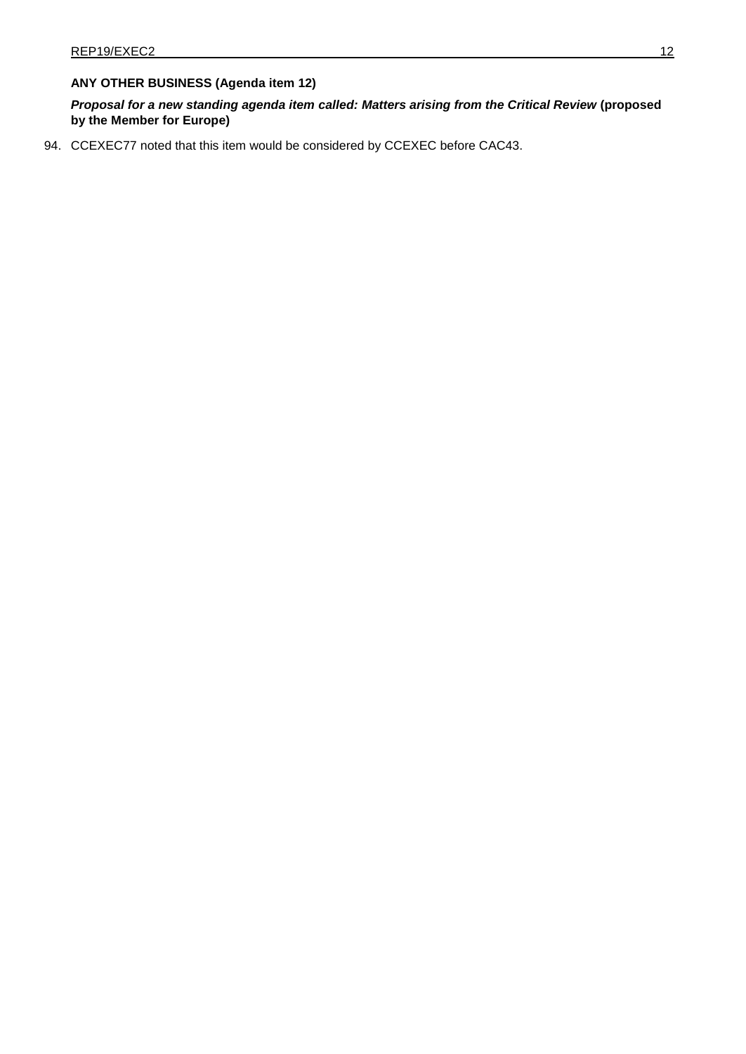**ANY OTHER BUSINESS (Agenda item 12)**

***Proposal for a new standing agenda item called: Matters arising from the Critical Review* (proposed by the Member for Europe)**

94. CCEXEC77 noted that this item would be considered by CCEXEC before CAC43.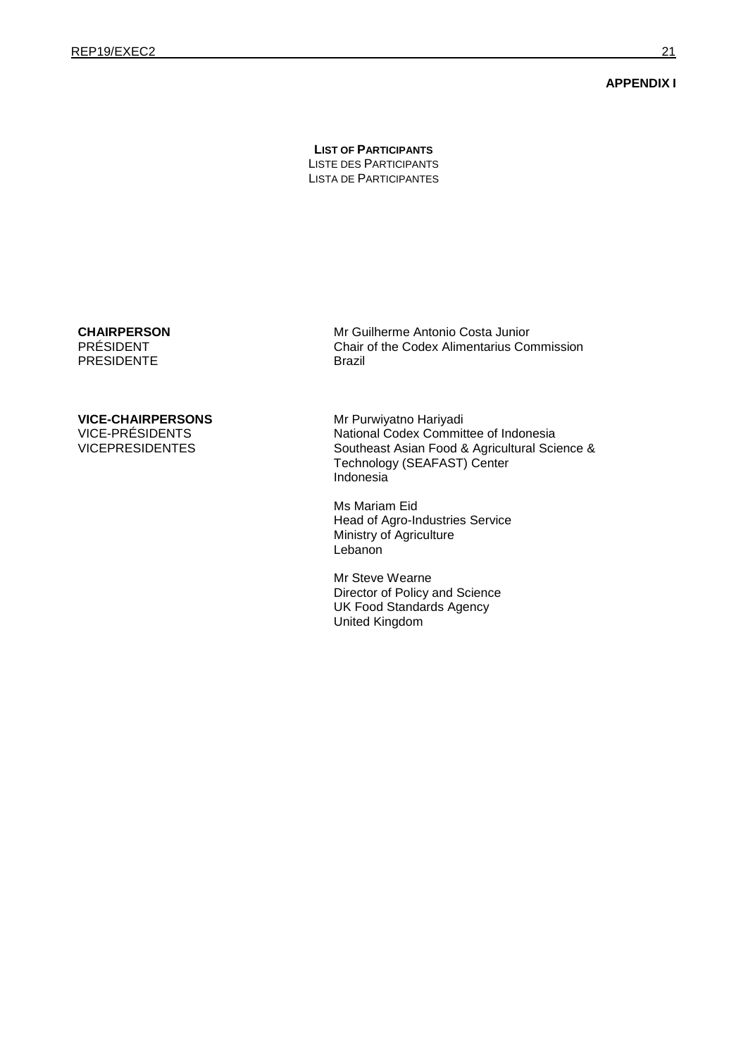**APPENDIX I**

**LIST OF PARTICIPANTS**
LISTE DES PARTICIPANTS
LISTA DE PARTICIPANTES

| | |
|---|---|
| **CHAIRPERSON**<br>PRÉSIDENT<br>PRESIDENTE | Mr Guilherme Antonio Costa Junior<br>Chair of the Codex Alimentarius Commission<br>Brazil |
| **VICE-CHAIRPERSONS**<br>VICE-PRÉSIDENTS<br>VICEPRESIDENTES | Mr Purwiyatno Hariyadi<br>National Codex Committee of Indonesia<br>Southeast Asian Food & Agricultural Science & Technology (SEAFAST) Center<br>Indonesia |
| | Ms Mariam Eid<br>Head of Agro-Industries Service<br>Ministry of Agriculture<br>Lebanon |
| | Mr Steve Wearne<br>Director of Policy and Science<br>UK Food Standards Agency<br>United Kingdom |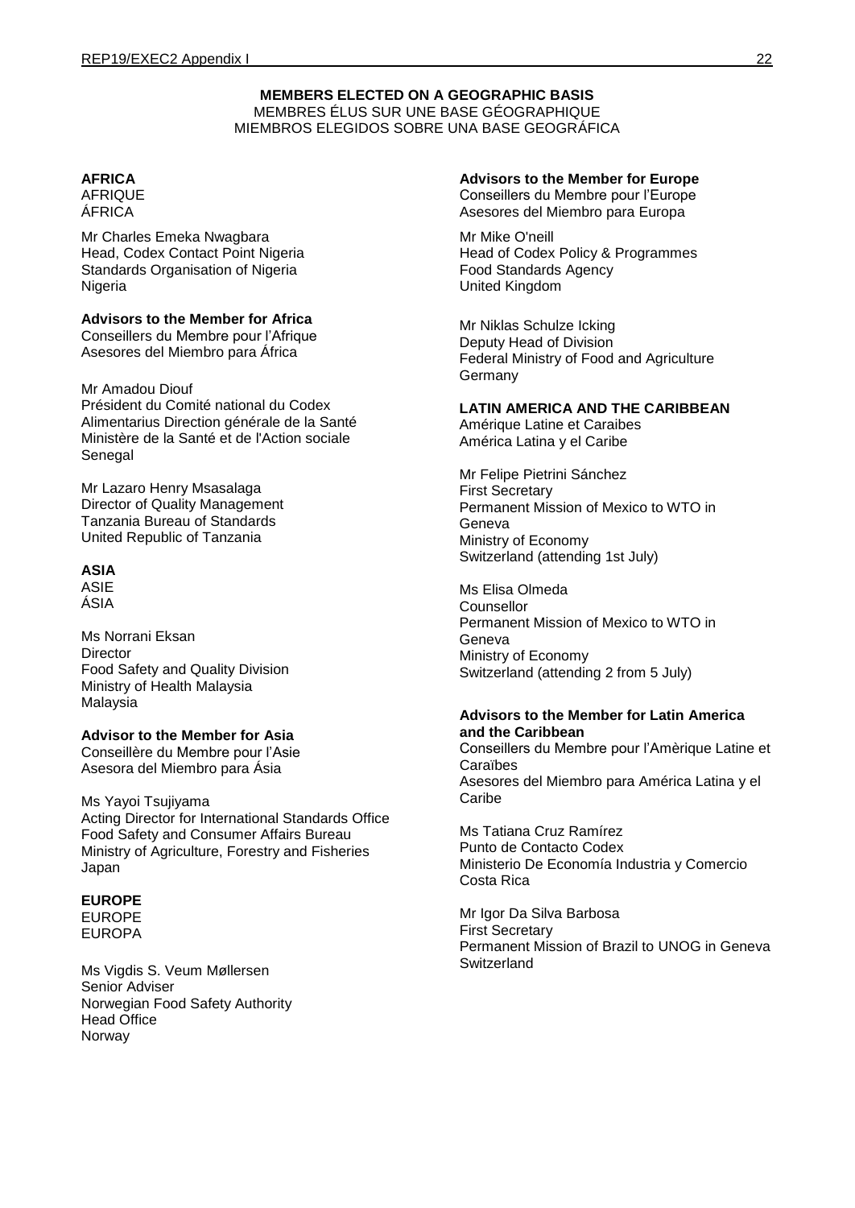**MEMBERS ELECTED ON A GEOGRAPHIC BASIS**
MEMBRES ÉLUS SUR UNE BASE GÉOGRAPHIQUE
MIEMBROS ELEGIDOS SOBRE UNA BASE GEOGRÁFICA

**AFRICA**
AFRIQUE
ÁFRICA

Mr Charles Emeka Nwagbara
Head, Codex Contact Point Nigeria
Standards Organisation of Nigeria
Nigeria

**Advisors to the Member for Africa**
Conseillers du Membre pour l'Afrique
Asesores del Miembro para África

Mr Amadou Diouf
Président du Comité national du Codex Alimentarius Direction générale de la Santé
Ministère de la Santé et de l'Action sociale
Senegal

Mr Lazaro Henry Msasalaga
Director of Quality Management
Tanzania Bureau of Standards
United Republic of Tanzania

**ASIA**
ASIE
ÁSIA

Ms Norrani Eksan
Director
Food Safety and Quality Division
Ministry of Health Malaysia
Malaysia

**Advisor to the Member for Asia**
Conseillère du Membre pour l'Asie
Asesora del Miembro para Ásia

Ms Yayoi Tsujiyama
Acting Director for International Standards Office
Food Safety and Consumer Affairs Bureau
Ministry of Agriculture, Forestry and Fisheries
Japan

**EUROPE**
EUROPE
EUROPA

Ms Vigdis S. Veum Møllersen
Senior Adviser
Norwegian Food Safety Authority
Head Office
Norway

**Advisors to the Member for Europe**
Conseillers du Membre pour l'Europe
Asesores del Miembro para Europa

Mr Mike O'neill
Head of Codex Policy & Programmes
Food Standards Agency
United Kingdom

Mr Niklas Schulze Icking
Deputy Head of Division
Federal Ministry of Food and Agriculture
Germany

**LATIN AMERICA AND THE CARIBBEAN**
Amérique Latine et Caraibes
América Latina y el Caribe

Mr Felipe Pietrini Sánchez
First Secretary
Permanent Mission of Mexico to WTO in Geneva
Ministry of Economy
Switzerland (attending 1st July)

Ms Elisa Olmeda
Counsellor
Permanent Mission of Mexico to WTO in Geneva
Ministry of Economy
Switzerland (attending 2 from 5 July)

**Advisors to the Member for Latin America and the Caribbean**
Conseillers du Membre pour l'Amèrique Latine et Caraïbes
Asesores del Miembro para América Latina y el Caribe

Ms Tatiana Cruz Ramírez
Punto de Contacto Codex
Ministerio De Economía Industria y Comercio
Costa Rica

Mr Igor Da Silva Barbosa
First Secretary
Permanent Mission of Brazil to UNOG in Geneva
Switzerland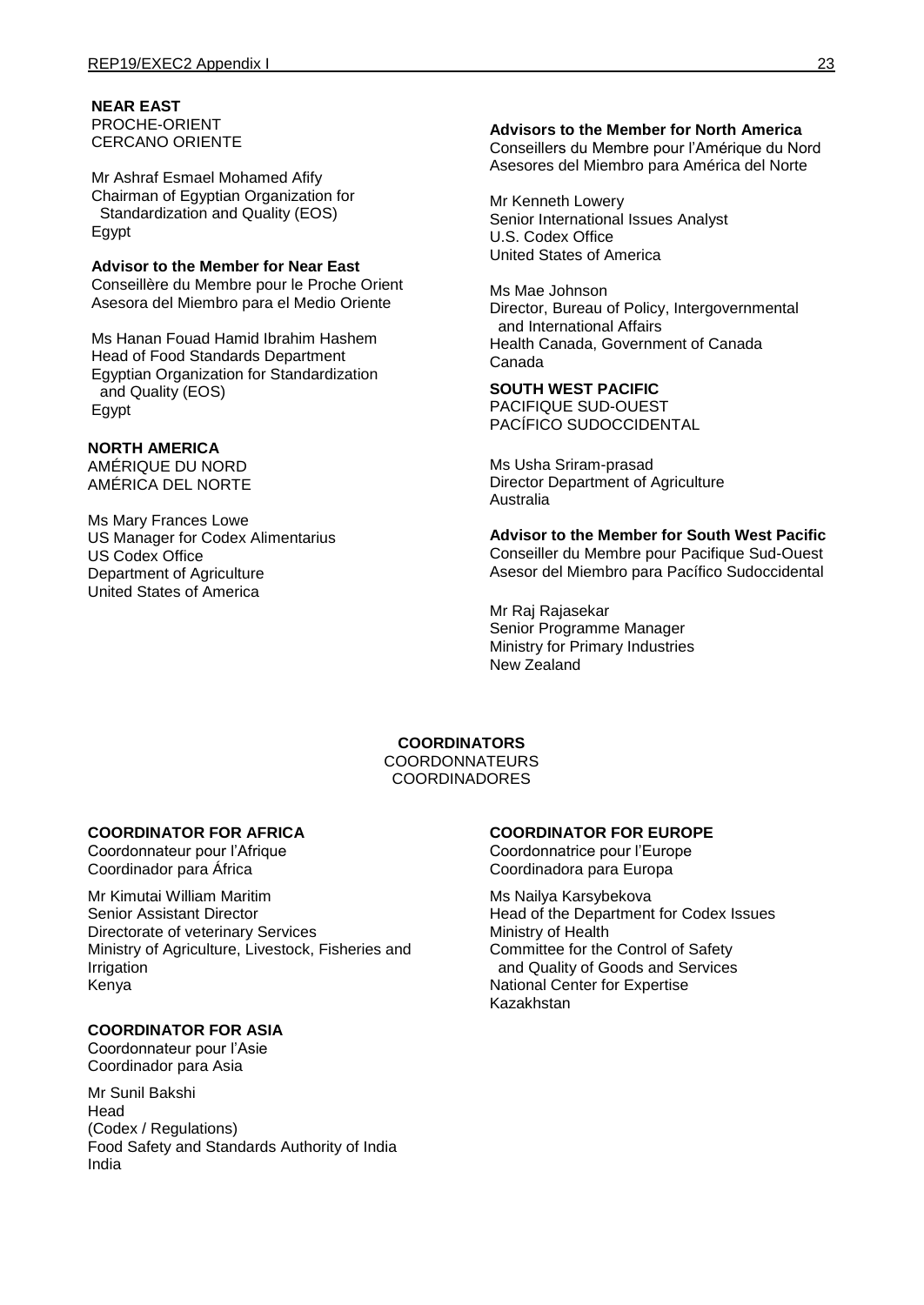**NEAR EAST**
PROCHE-ORIENT
CERCANO ORIENTE

Mr Ashraf Esmael Mohamed Afify
Chairman of Egyptian Organization for Standardization and Quality (EOS)
Egypt

**Advisor to the Member for Near East**
Conseillère du Membre pour le Proche Orient
Asesora del Miembro para el Medio Oriente

Ms Hanan Fouad Hamid Ibrahim Hashem
Head of Food Standards Department
Egyptian Organization for Standardization and Quality (EOS)
Egypt

**NORTH AMERICA**
AMÉRIQUE DU NORD
AMÉRICA DEL NORTE

Ms Mary Frances Lowe
US Manager for Codex Alimentarius
US Codex Office
Department of Agriculture
United States of America

**Advisors to the Member for North America**
Conseillers du Membre pour l'Amérique du Nord
Asesores del Miembro para América del Norte

Mr Kenneth Lowery
Senior International Issues Analyst
U.S. Codex Office
United States of America

Ms Mae Johnson
Director, Bureau of Policy, Intergovernmental and International Affairs
Health Canada, Government of Canada
Canada

**SOUTH WEST PACIFIC**
PACIFIQUE SUD-OUEST
PACÍFICO SUDOCCIDENTAL

Ms Usha Sriram-prasad
Director Department of Agriculture
Australia

**Advisor to the Member for South West Pacific**
Conseiller du Membre pour Pacifique Sud-Ouest
Asesor del Miembro para Pacífico Sudoccidental

Mr Raj Rajasekar
Senior Programme Manager
Ministry for Primary Industries
New Zealand

## COORDINATORS
COORDONNATEURS
COORDINADORES

**COORDINATOR FOR AFRICA**
Coordonnateur pour l'Afrique
Coordinador para África

Mr Kimutai William Maritim
Senior Assistant Director
Directorate of veterinary Services
Ministry of Agriculture, Livestock, Fisheries and Irrigation
Kenya

**COORDINATOR FOR ASIA**
Coordonnateur pour l'Asie
Coordinador para Asia

Mr Sunil Bakshi
Head
(Codex / Regulations)
Food Safety and Standards Authority of India
India

**COORDINATOR FOR EUROPE**
Coordonnatrice pour l'Europe
Coordinadora para Europa

Ms Nailya Karsybekova
Head of the Department for Codex Issues
Ministry of Health
Committee for the Control of Safety and Quality of Goods and Services
National Center for Expertise
Kazakhstan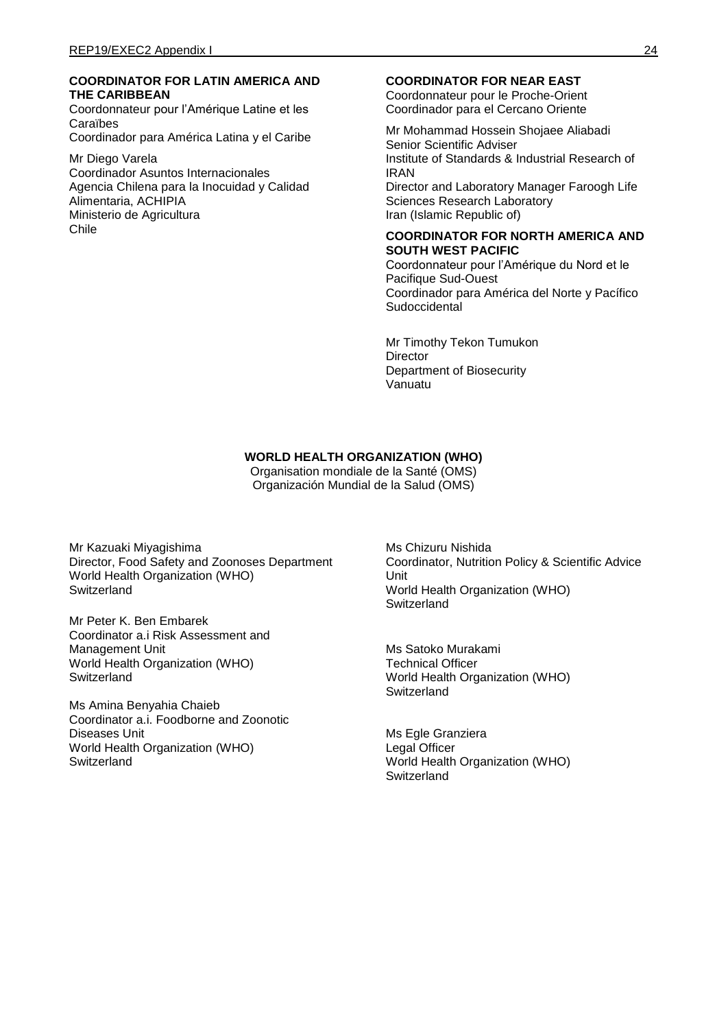**COORDINATOR FOR LATIN AMERICA AND THE CARIBBEAN**

Coordonnateur pour l'Amérique Latine et les Caraïbes
Coordinador para América Latina y el Caribe

Mr Diego Varela
Coordinador Asuntos Internacionales
Agencia Chilena para la Inocuidad y Calidad Alimentaria, ACHIPIA
Ministerio de Agricultura
Chile

**COORDINATOR FOR NEAR EAST**

Coordonnateur pour le Proche-Orient
Coordinador para el Cercano Oriente

Mr Mohammad Hossein Shojaee Aliabadi
Senior Scientific Adviser
Institute of Standards & Industrial Research of IRAN
Director and Laboratory Manager Faroogh Life Sciences Research Laboratory
Iran (Islamic Republic of)

**COORDINATOR FOR NORTH AMERICA AND SOUTH WEST PACIFIC**

Coordonnateur pour l'Amérique du Nord et le Pacifique Sud-Ouest
Coordinador para América del Norte y Pacífico Sudoccidental

Mr Timothy Tekon Tumukon
Director
Department of Biosecurity
Vanuatu

**WORLD HEALTH ORGANIZATION (WHO)**

Organisation mondiale de la Santé (OMS)
Organización Mundial de la Salud (OMS)

Mr Kazuaki Miyagishima
Director, Food Safety and Zoonoses Department
World Health Organization (WHO)
Switzerland

Mr Peter K. Ben Embarek
Coordinator a.i Risk Assessment and Management Unit
World Health Organization (WHO)
Switzerland

Ms Amina Benyahia Chaieb
Coordinator a.i. Foodborne and Zoonotic Diseases Unit
World Health Organization (WHO)
Switzerland

Ms Chizuru Nishida
Coordinator, Nutrition Policy & Scientific Advice Unit
World Health Organization (WHO)
Switzerland

Ms Satoko Murakami
Technical Officer
World Health Organization (WHO)
Switzerland

Ms Egle Granziera
Legal Officer
World Health Organization (WHO)
Switzerland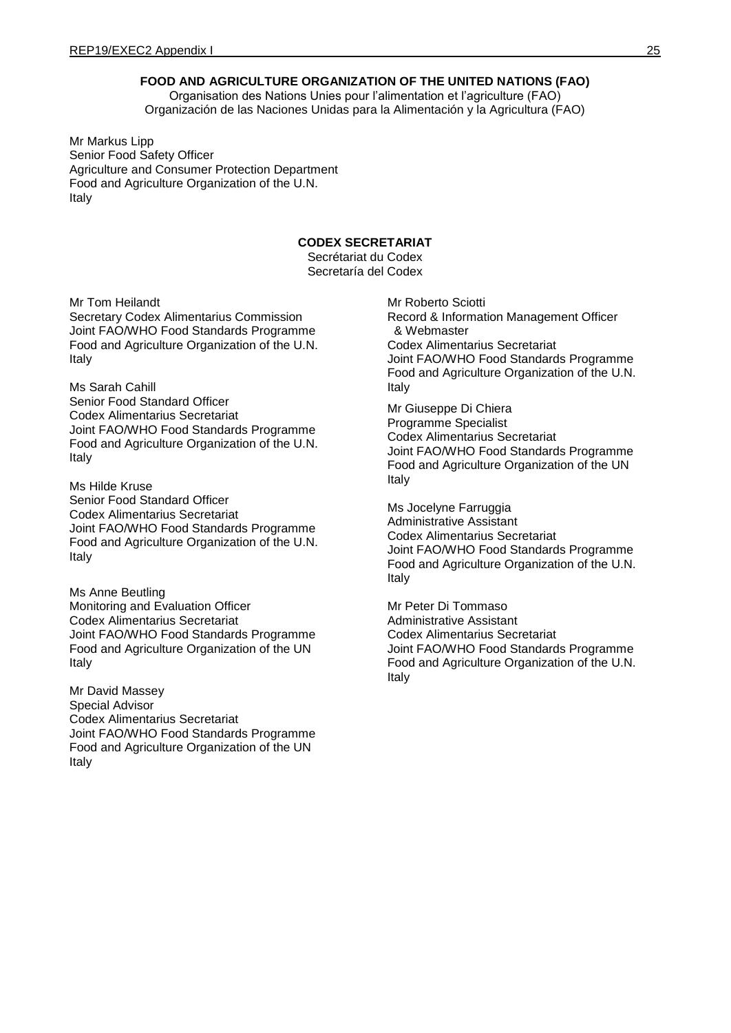**FOOD AND AGRICULTURE ORGANIZATION OF THE UNITED NATIONS (FAO)**
Organisation des Nations Unies pour l'alimentation et l'agriculture (FAO)
Organización de las Naciones Unidas para la Alimentación y la Agricultura (FAO)

Mr Markus Lipp
Senior Food Safety Officer
Agriculture and Consumer Protection Department
Food and Agriculture Organization of the U.N.
Italy

**CODEX SECRETARIAT**
Secrétariat du Codex
Secretaría del Codex

Mr Tom Heilandt
Secretary Codex Alimentarius Commission
Joint FAO/WHO Food Standards Programme
Food and Agriculture Organization of the U.N.
Italy

Ms Sarah Cahill
Senior Food Standard Officer
Codex Alimentarius Secretariat
Joint FAO/WHO Food Standards Programme
Food and Agriculture Organization of the U.N.
Italy

Ms Hilde Kruse
Senior Food Standard Officer
Codex Alimentarius Secretariat
Joint FAO/WHO Food Standards Programme
Food and Agriculture Organization of the U.N.
Italy

Ms Anne Beutling
Monitoring and Evaluation Officer
Codex Alimentarius Secretariat
Joint FAO/WHO Food Standards Programme
Food and Agriculture Organization of the UN
Italy

Mr David Massey
Special Advisor
Codex Alimentarius Secretariat
Joint FAO/WHO Food Standards Programme
Food and Agriculture Organization of the UN
Italy

Mr Roberto Sciotti
Record & Information Management Officer & Webmaster
Codex Alimentarius Secretariat
Joint FAO/WHO Food Standards Programme
Food and Agriculture Organization of the U.N.
Italy

Mr Giuseppe Di Chiera
Programme Specialist
Codex Alimentarius Secretariat
Joint FAO/WHO Food Standards Programme
Food and Agriculture Organization of the UN
Italy

Ms Jocelyne Farruggia
Administrative Assistant
Codex Alimentarius Secretariat
Joint FAO/WHO Food Standards Programme
Food and Agriculture Organization of the U.N.
Italy

Mr Peter Di Tommaso
Administrative Assistant
Codex Alimentarius Secretariat
Joint FAO/WHO Food Standards Programme
Food and Agriculture Organization of the U.N.
Italy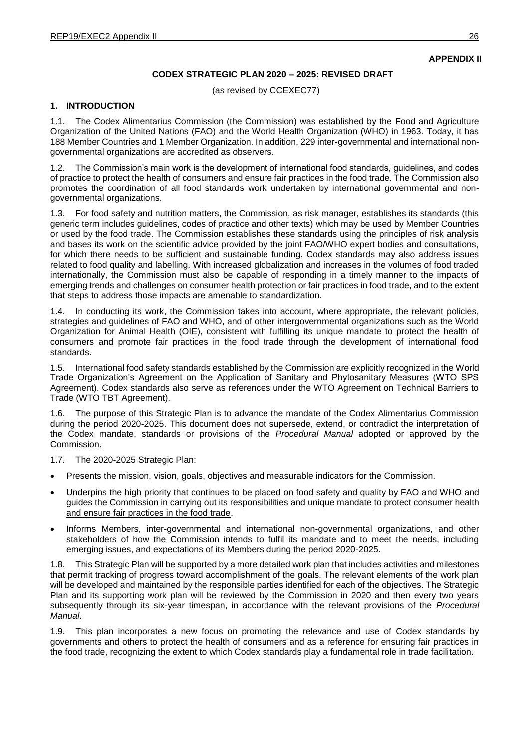**APPENDIX II**

**CODEX STRATEGIC PLAN 2020 – 2025: REVISED DRAFT**

(as revised by CCEXEC77)

## 1. INTRODUCTION

1.1. The Codex Alimentarius Commission (the Commission) was established by the Food and Agriculture Organization of the United Nations (FAO) and the World Health Organization (WHO) in 1963. Today, it has 188 Member Countries and 1 Member Organization. In addition, 229 inter-governmental and international non-governmental organizations are accredited as observers.

1.2. The Commission's main work is the development of international food standards, guidelines, and codes of practice to protect the health of consumers and ensure fair practices in the food trade. The Commission also promotes the coordination of all food standards work undertaken by international governmental and non-governmental organizations.

1.3. For food safety and nutrition matters, the Commission, as risk manager, establishes its standards (this generic term includes guidelines, codes of practice and other texts) which may be used by Member Countries or used by the food trade. The Commission establishes these standards using the principles of risk analysis and bases its work on the scientific advice provided by the joint FAO/WHO expert bodies and consultations, for which there needs to be sufficient and sustainable funding. Codex standards may also address issues related to food quality and labelling. With increased globalization and increases in the volumes of food traded internationally, the Commission must also be capable of responding in a timely manner to the impacts of emerging trends and challenges on consumer health protection or fair practices in food trade, and to the extent that steps to address those impacts are amenable to standardization.

1.4. In conducting its work, the Commission takes into account, where appropriate, the relevant policies, strategies and guidelines of FAO and WHO, and of other intergovernmental organizations such as the World Organization for Animal Health (OIE), consistent with fulfilling its unique mandate to protect the health of consumers and promote fair practices in the food trade through the development of international food standards.

1.5. International food safety standards established by the Commission are explicitly recognized in the World Trade Organization's Agreement on the Application of Sanitary and Phytosanitary Measures (WTO SPS Agreement). Codex standards also serve as references under the WTO Agreement on Technical Barriers to Trade (WTO TBT Agreement).

1.6. The purpose of this Strategic Plan is to advance the mandate of the Codex Alimentarius Commission during the period 2020-2025. This document does not supersede, extend, or contradict the interpretation of the Codex mandate, standards or provisions of the *Procedural Manual* adopted or approved by the Commission.

1.7. The 2020-2025 Strategic Plan:

- Presents the mission, vision, goals, objectives and measurable indicators for the Commission.
- Underpins the high priority that continues to be placed on food safety and quality by FAO and WHO and guides the Commission in carrying out its responsibilities and unique mandate to protect consumer health and ensure fair practices in the food trade.
- Informs Members, inter-governmental and international non-governmental organizations, and other stakeholders of how the Commission intends to fulfil its mandate and to meet the needs, including emerging issues, and expectations of its Members during the period 2020-2025.

1.8. This Strategic Plan will be supported by a more detailed work plan that includes activities and milestones that permit tracking of progress toward accomplishment of the goals. The relevant elements of the work plan will be developed and maintained by the responsible parties identified for each of the objectives. The Strategic Plan and its supporting work plan will be reviewed by the Commission in 2020 and then every two years subsequently through its six-year timespan, in accordance with the relevant provisions of the *Procedural Manual*.

1.9. This plan incorporates a new focus on promoting the relevance and use of Codex standards by governments and others to protect the health of consumers and as a reference for ensuring fair practices in the food trade, recognizing the extent to which Codex standards play a fundamental role in trade facilitation.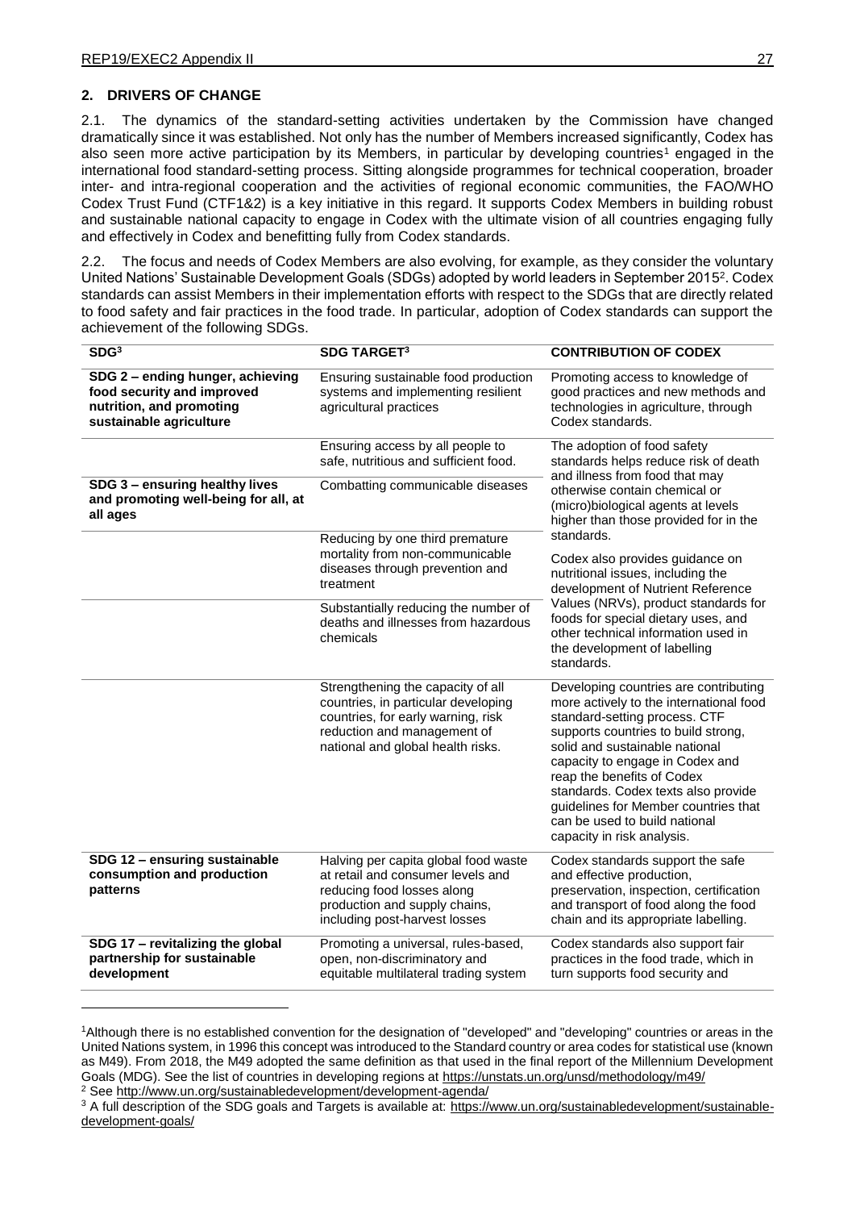## 2. DRIVERS OF CHANGE

2.1. The dynamics of the standard-setting activities undertaken by the Commission have changed dramatically since it was established. Not only has the number of Members increased significantly, Codex has also seen more active participation by its Members, in particular by developing countries[1] engaged in the international food standard-setting process. Sitting alongside programmes for technical cooperation, broader inter- and intra-regional cooperation and the activities of regional economic communities, the FAO/WHO Codex Trust Fund (CTF1&2) is a key initiative in this regard. It supports Codex Members in building robust and sustainable national capacity to engage in Codex with the ultimate vision of all countries engaging fully and effectively in Codex and benefitting fully from Codex standards.

2.2. The focus and needs of Codex Members are also evolving, for example, as they consider the voluntary United Nations' Sustainable Development Goals (SDGs) adopted by world leaders in September 2015[2]. Codex standards can assist Members in their implementation efforts with respect to the SDGs that are directly related to food safety and fair practices in the food trade. In particular, adoption of Codex standards can support the achievement of the following SDGs.

| SDG[3] | SDG TARGET[3] | CONTRIBUTION OF CODEX |
|---|---|---|
| **SDG 2 – ending hunger, achieving food security and improved nutrition, and promoting sustainable agriculture** | Ensuring sustainable food production systems and implementing resilient agricultural practices | Promoting access to knowledge of good practices and new methods and technologies in agriculture, through Codex standards. |
| | Ensuring access by all people to safe, nutritious and sufficient food. | The adoption of food safety standards helps reduce risk of death and illness from food that may otherwise contain chemical or (micro)biological agents at levels higher than those provided for in the standards.<br><br>Codex also provides guidance on nutritional issues, including the development of Nutrient Reference Values (NRVs), product standards for foods for special dietary uses, and other technical information used in the development of labelling standards. |
| **SDG 3 – ensuring healthy lives and promoting well-being for all, at all ages** | Combatting communicable diseases | |
| | Reducing by one third premature mortality from non-communicable diseases through prevention and treatment | |
| | Substantially reducing the number of deaths and illnesses from hazardous chemicals | |
| | Strengthening the capacity of all countries, in particular developing countries, for early warning, risk reduction and management of national and global health risks. | Developing countries are contributing more actively to the international food standard-setting process. CTF supports countries to build strong, solid and sustainable national capacity to engage in Codex and reap the benefits of Codex standards. Codex texts also provide guidelines for Member countries that can be used to build national capacity in risk analysis. |
| **SDG 12 – ensuring sustainable consumption and production patterns** | Halving per capita global food waste at retail and consumer levels and reducing food losses along production and supply chains, including post-harvest losses | Codex standards support the safe and effective production, preservation, inspection, certification and transport of food along the food chain and its appropriate labelling. |
| **SDG 17 – revitalizing the global partnership for sustainable development** | Promoting a universal, rules-based, open, non-discriminatory and equitable multilateral trading system | Codex standards also support fair practices in the food trade, which in turn supports food security and |

[1] Although there is no established convention for the designation of "developed" and "developing" countries or areas in the United Nations system, in 1996 this concept was introduced to the Standard country or area codes for statistical use (known as M49). From 2018, the M49 adopted the same definition as that used in the final report of the Millennium Development Goals (MDG). See the list of countries in developing regions at https://unstats.un.org/unsd/methodology/m49/

[2] See http://www.un.org/sustainabledevelopment/development-agenda/

[3] A full description of the SDG goals and Targets is available at: https://www.un.org/sustainabledevelopment/sustainable-development-goals/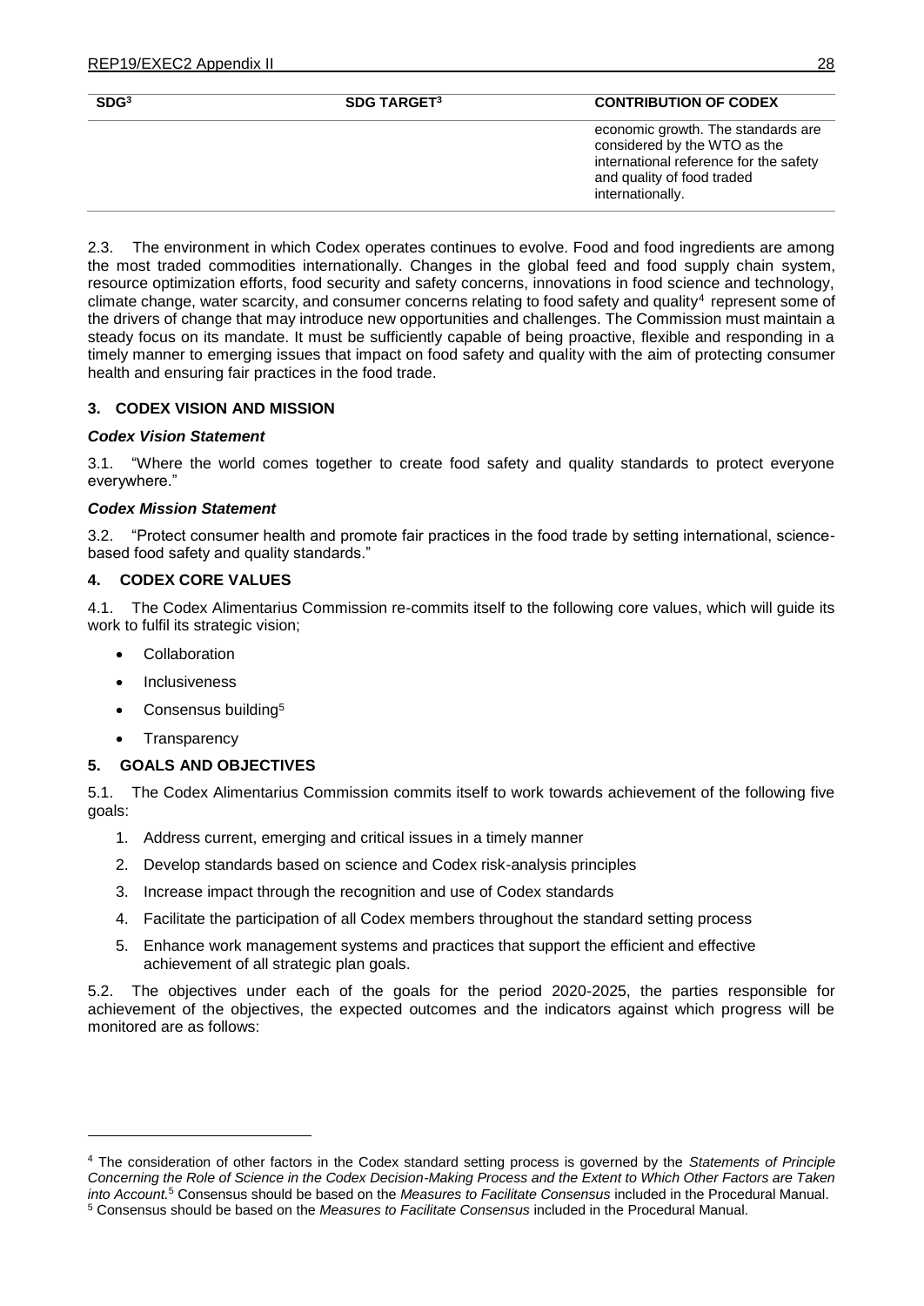| SDG[3] | SDG TARGET[3] | CONTRIBUTION OF CODEX |
|---|---|---|
| | | economic growth. The standards are considered by the WTO as the international reference for the safety and quality of food traded internationally. |

2.3. The environment in which Codex operates continues to evolve. Food and food ingredients are among the most traded commodities internationally. Changes in the global feed and food supply chain system, resource optimization efforts, food security and safety concerns, innovations in food science and technology, climate change, water scarcity, and consumer concerns relating to food safety and quality[4] represent some of the drivers of change that may introduce new opportunities and challenges. The Commission must maintain a steady focus on its mandate. It must be sufficiently capable of being proactive, flexible and responding in a timely manner to emerging issues that impact on food safety and quality with the aim of protecting consumer health and ensuring fair practices in the food trade.

## 3. CODEX VISION AND MISSION

### *Codex Vision Statement*

3.1. "Where the world comes together to create food safety and quality standards to protect everyone everywhere."

### *Codex Mission Statement*

3.2. "Protect consumer health and promote fair practices in the food trade by setting international, science-based food safety and quality standards."

## 4. CODEX CORE VALUES

4.1. The Codex Alimentarius Commission re-commits itself to the following core values, which will guide its work to fulfil its strategic vision;

- Collaboration
- Inclusiveness
- Consensus building[5]
- Transparency

## 5. GOALS AND OBJECTIVES

5.1. The Codex Alimentarius Commission commits itself to work towards achievement of the following five goals:

1. Address current, emerging and critical issues in a timely manner
2. Develop standards based on science and Codex risk-analysis principles
3. Increase impact through the recognition and use of Codex standards
4. Facilitate the participation of all Codex members throughout the standard setting process
5. Enhance work management systems and practices that support the efficient and effective achievement of all strategic plan goals.

5.2. The objectives under each of the goals for the period 2020-2025, the parties responsible for achievement of the objectives, the expected outcomes and the indicators against which progress will be monitored are as follows:

---

[4] The consideration of other factors in the Codex standard setting process is governed by the *Statements of Principle Concerning the Role of Science in the Codex Decision-Making Process and the Extent to Which Other Factors are Taken into Account.*[5] Consensus should be based on the *Measures to Facilitate Consensus* included in the Procedural Manual.

[5] Consensus should be based on the *Measures to Facilitate Consensus* included in the Procedural Manual.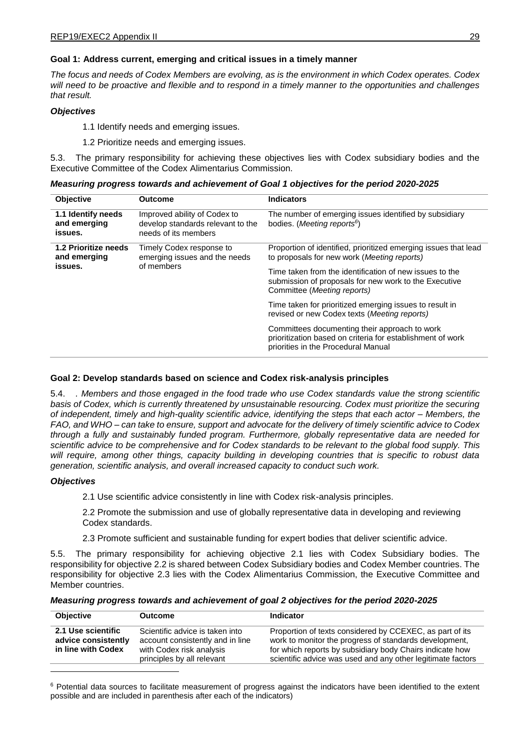**Goal 1: Address current, emerging and critical issues in a timely manner**

*The focus and needs of Codex Members are evolving, as is the environment in which Codex operates. Codex will need to be proactive and flexible and to respond in a timely manner to the opportunities and challenges that result.*

***Objectives***

1.1 Identify needs and emerging issues.

1.2 Prioritize needs and emerging issues.

5.3. The primary responsibility for achieving these objectives lies with Codex subsidiary bodies and the Executive Committee of the Codex Alimentarius Commission.

***Measuring progress towards and achievement of Goal 1 objectives for the period 2020-2025***

| Objective | Outcome | Indicators |
|---|---|---|
| **1.1 Identify needs and emerging issues.** | Improved ability of Codex to develop standards relevant to the needs of its members | The number of emerging issues identified by subsidiary bodies. (*Meeting reports*[6]) |
| **1.2 Prioritize needs and emerging issues.** | Timely Codex response to emerging issues and the needs of members | Proportion of identified, prioritized emerging issues that lead to proposals for new work (*Meeting reports*) |
| | | Time taken from the identification of new issues to the submission of proposals for new work to the Executive Committee (*Meeting reports)* |
| | | Time taken for prioritized emerging issues to result in revised or new Codex texts (*Meeting reports)* |
| | | Committees documenting their approach to work prioritization based on criteria for establishment of work priorities in the Procedural Manual |

**Goal 2: Develop standards based on science and Codex risk-analysis principles**

5.4. . *Members and those engaged in the food trade who use Codex standards value the strong scientific basis of Codex, which is currently threatened by unsustainable resourcing. Codex must prioritize the securing of independent, timely and high-quality scientific advice, identifying the steps that each actor – Members, the FAO, and WHO – can take to ensure, support and advocate for the delivery of timely scientific advice to Codex through a fully and sustainably funded program. Furthermore, globally representative data are needed for scientific advice to be comprehensive and for Codex standards to be relevant to the global food supply. This will require, among other things, capacity building in developing countries that is specific to robust data generation, scientific analysis, and overall increased capacity to conduct such work.*

***Objectives***

2.1 Use scientific advice consistently in line with Codex risk-analysis principles.

2.2 Promote the submission and use of globally representative data in developing and reviewing Codex standards.

2.3 Promote sufficient and sustainable funding for expert bodies that deliver scientific advice.

5.5. The primary responsibility for achieving objective 2.1 lies with Codex Subsidiary bodies. The responsibility for objective 2.2 is shared between Codex Subsidiary bodies and Codex Member countries. The responsibility for objective 2.3 lies with the Codex Alimentarius Commission, the Executive Committee and Member countries.

***Measuring progress towards and achievement of goal 2 objectives for the period 2020-2025***

| Objective | Outcome | Indicator |
|---|---|---|
| **2.1 Use scientific advice consistently in line with Codex** | Scientific advice is taken into account consistently and in line with Codex risk analysis principles by all relevant | Proportion of texts considered by CCEXEC, as part of its work to monitor the progress of standards development, for which reports by subsidiary body Chairs indicate how scientific advice was used and any other legitimate factors |

[6] Potential data sources to facilitate measurement of progress against the indicators have been identified to the extent possible and are included in parenthesis after each of the indicators)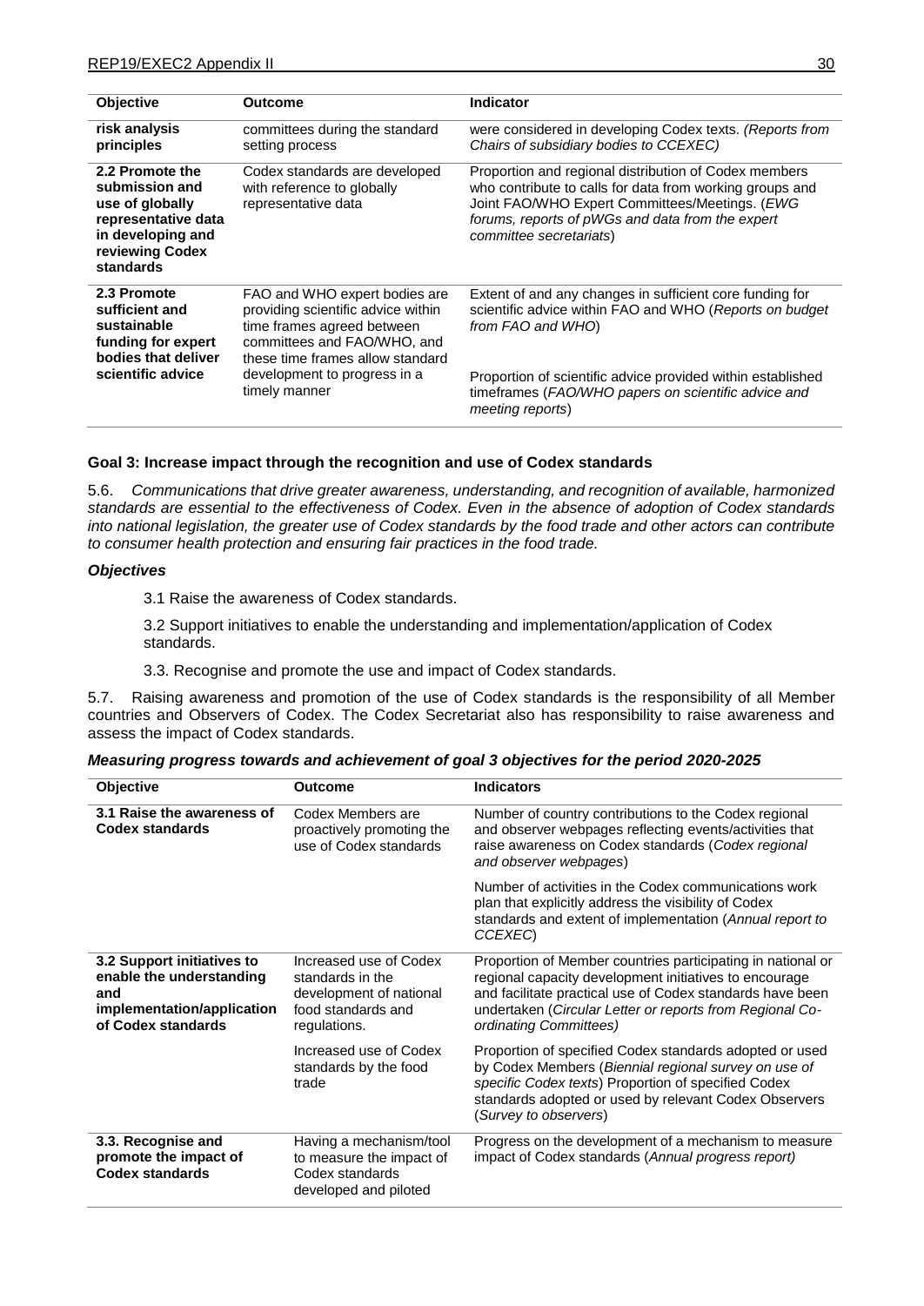| Objective | Outcome | Indicator |
|---|---|---|
| **risk analysis principles** | committees during the standard setting process | were considered in developing Codex texts. *(Reports from Chairs of subsidiary bodies to CCEXEC)* |
| **2.2 Promote the submission and use of globally representative data in developing and reviewing Codex standards** | Codex standards are developed with reference to globally representative data | Proportion and regional distribution of Codex members who contribute to calls for data from working groups and Joint FAO/WHO Expert Committees/Meetings. (*EWG forums, reports of pWGs and data from the expert committee secretariats*) |
| **2.3 Promote sufficient and sustainable funding for expert bodies that deliver scientific advice** | FAO and WHO expert bodies are providing scientific advice within time frames agreed between committees and FAO/WHO, and these time frames allow standard development to progress in a timely manner | Extent of and any changes in sufficient core funding for scientific advice within FAO and WHO (*Reports on budget from FAO and WHO*)<br><br>Proportion of scientific advice provided within established timeframes (*FAO/WHO papers on scientific advice and meeting reports*) |

**Goal 3: Increase impact through the recognition and use of Codex standards**

5.6. *Communications that drive greater awareness, understanding, and recognition of available, harmonized standards are essential to the effectiveness of Codex. Even in the absence of adoption of Codex standards into national legislation, the greater use of Codex standards by the food trade and other actors can contribute to consumer health protection and ensuring fair practices in the food trade.*

***Objectives***

3.1 Raise the awareness of Codex standards.

3.2 Support initiatives to enable the understanding and implementation/application of Codex standards.

3.3. Recognise and promote the use and impact of Codex standards.

5.7. Raising awareness and promotion of the use of Codex standards is the responsibility of all Member countries and Observers of Codex. The Codex Secretariat also has responsibility to raise awareness and assess the impact of Codex standards.

***Measuring progress towards and achievement of goal 3 objectives for the period 2020-2025***

| Objective | Outcome | Indicators |
|---|---|---|
| **3.1 Raise the awareness of Codex standards** | Codex Members are proactively promoting the use of Codex standards | Number of country contributions to the Codex regional and observer webpages reflecting events/activities that raise awareness on Codex standards (*Codex regional and observer webpages*)<br><br>Number of activities in the Codex communications work plan that explicitly address the visibility of Codex standards and extent of implementation (*Annual report to CCEXEC*) |
| **3.2 Support initiatives to enable the understanding and implementation/application of Codex standards** | Increased use of Codex standards in the development of national food standards and regulations. | Proportion of Member countries participating in national or regional capacity development initiatives to encourage and facilitate practical use of Codex standards have been undertaken (*Circular Letter or reports from Regional Co-ordinating Committees)* |
| | Increased use of Codex standards by the food trade | Proportion of specified Codex standards adopted or used by Codex Members (*Biennial regional survey on use of specific Codex texts*) Proportion of specified Codex standards adopted or used by relevant Codex Observers (*Survey to observers*) |
| **3.3. Recognise and promote the impact of Codex standards** | Having a mechanism/tool to measure the impact of Codex standards developed and piloted | Progress on the development of a mechanism to measure impact of Codex standards (*Annual progress report)* |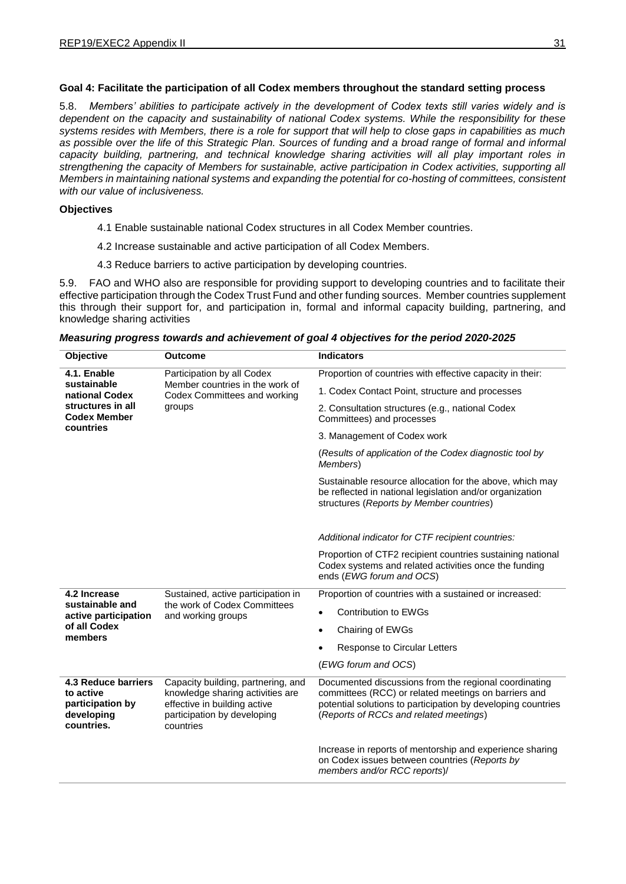**Goal 4: Facilitate the participation of all Codex members throughout the standard setting process**

5.8. *Members' abilities to participate actively in the development of Codex texts still varies widely and is dependent on the capacity and sustainability of national Codex systems. While the responsibility for these systems resides with Members, there is a role for support that will help to close gaps in capabilities as much as possible over the life of this Strategic Plan. Sources of funding and a broad range of formal and informal capacity building, partnering, and technical knowledge sharing activities will all play important roles in strengthening the capacity of Members for sustainable, active participation in Codex activities, supporting all Members in maintaining national systems and expanding the potential for co-hosting of committees, consistent with our value of inclusiveness.*

**Objectives**

4.1 Enable sustainable national Codex structures in all Codex Member countries.

4.2 Increase sustainable and active participation of all Codex Members.

4.3 Reduce barriers to active participation by developing countries.

5.9. FAO and WHO also are responsible for providing support to developing countries and to facilitate their effective participation through the Codex Trust Fund and other funding sources. Member countries supplement this through their support for, and participation in, formal and informal capacity building, partnering, and knowledge sharing activities

***Measuring progress towards and achievement of goal 4 objectives for the period 2020-2025***

| Objective | Outcome | Indicators |
|---|---|---|
| **4.1. Enable sustainable national Codex structures in all Codex Member countries** | Participation by all Codex Member countries in the work of Codex Committees and working groups | Proportion of countries with effective capacity in their:<br>1. Codex Contact Point, structure and processes<br>2. Consultation structures (e.g., national Codex Committees) and processes<br>3. Management of Codex work<br>(*Results of application of the Codex diagnostic tool by Members*)<br>Sustainable resource allocation for the above, which may be reflected in national legislation and/or organization structures (*Reports by Member countries*)<br>*Additional indicator for CTF recipient countries:*<br>Proportion of CTF2 recipient countries sustaining national Codex systems and related activities once the funding ends (*EWG forum and OCS*) |
| **4.2 Increase sustainable and active participation of all Codex members** | Sustained, active participation in the work of Codex Committees and working groups | Proportion of countries with a sustained or increased:<br>• Contribution to EWGs<br>• Chairing of EWGs<br>• Response to Circular Letters<br>(*EWG forum and OCS*) |
| **4.3 Reduce barriers to active participation by developing countries.** | Capacity building, partnering, and knowledge sharing activities are effective in building active participation by developing countries | Documented discussions from the regional coordinating committees (RCC) or related meetings on barriers and potential solutions to participation by developing countries (*Reports of RCCs and related meetings*)<br>Increase in reports of mentorship and experience sharing on Codex issues between countries (*Reports by members and/or RCC reports*)/ |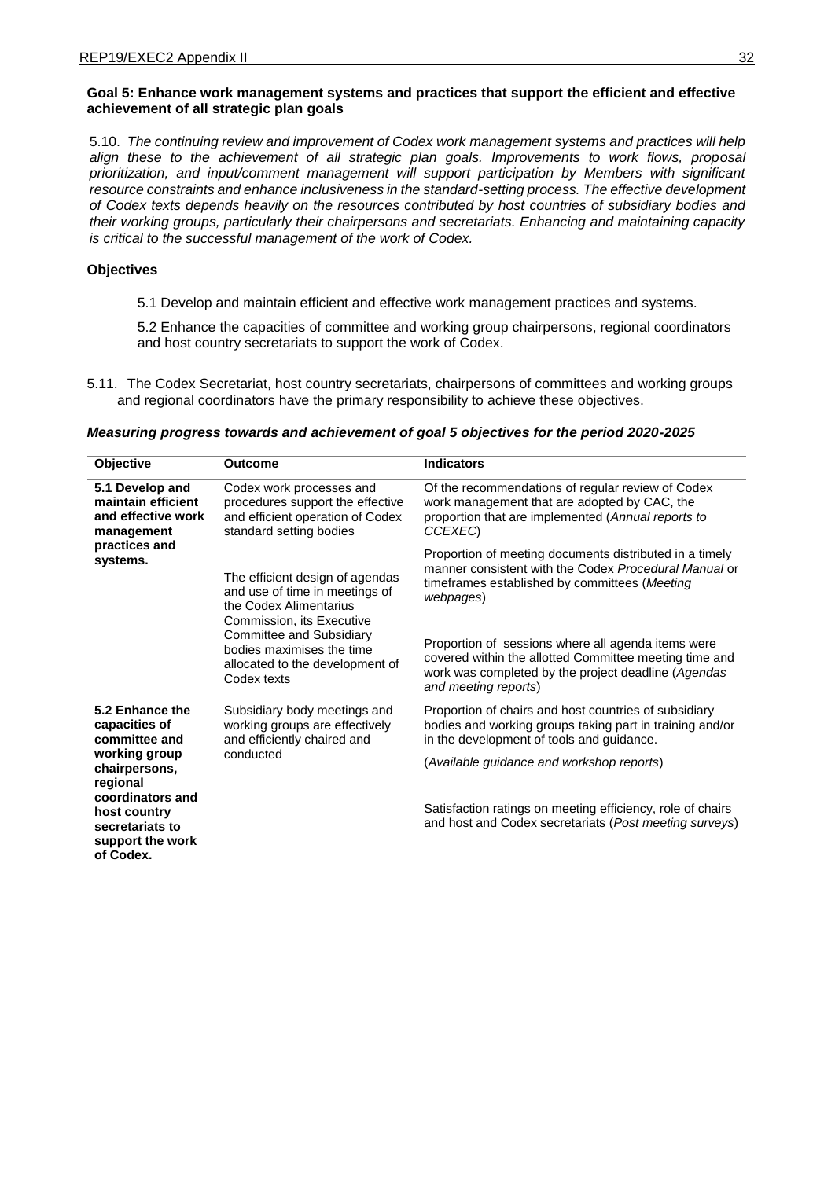**Goal 5: Enhance work management systems and practices that support the efficient and effective achievement of all strategic plan goals**

5.10. *The continuing review and improvement of Codex work management systems and practices will help align these to the achievement of all strategic plan goals. Improvements to work flows, proposal prioritization, and input/comment management will support participation by Members with significant resource constraints and enhance inclusiveness in the standard-setting process. The effective development of Codex texts depends heavily on the resources contributed by host countries of subsidiary bodies and their working groups, particularly their chairpersons and secretariats. Enhancing and maintaining capacity is critical to the successful management of the work of Codex.*

**Objectives**

5.1 Develop and maintain efficient and effective work management practices and systems.

5.2 Enhance the capacities of committee and working group chairpersons, regional coordinators and host country secretariats to support the work of Codex.

5.11. The Codex Secretariat, host country secretariats, chairpersons of committees and working groups and regional coordinators have the primary responsibility to achieve these objectives.

***Measuring progress towards and achievement of goal 5 objectives for the period 2020-2025***

| Objective | Outcome | Indicators |
|---|---|---|
| **5.1 Develop and maintain efficient and effective work management practices and systems.** | Codex work processes and procedures support the effective and efficient operation of Codex standard setting bodies | Of the recommendations of regular review of Codex work management that are adopted by CAC, the proportion that are implemented (*Annual reports to CCEXEC*) |
| | The efficient design of agendas and use of time in meetings of the Codex Alimentarius Commission, its Executive Committee and Subsidiary bodies maximises the time allocated to the development of Codex texts | Proportion of meeting documents distributed in a timely manner consistent with the Codex *Procedural Manual* or timeframes established by committees (*Meeting webpages*) |
| | | Proportion of sessions where all agenda items were covered within the allotted Committee meeting time and work was completed by the project deadline (*Agendas and meeting reports*) |
| **5.2 Enhance the capacities of committee and working group chairpersons, regional coordinators and host country secretariats to support the work of Codex.** | Subsidiary body meetings and working groups are effectively and efficiently chaired and conducted | Proportion of chairs and host countries of subsidiary bodies and working groups taking part in training and/or in the development of tools and guidance.<br><br>(*Available guidance and workshop reports*) |
| | | Satisfaction ratings on meeting efficiency, role of chairs and host and Codex secretariats (*Post meeting surveys*) |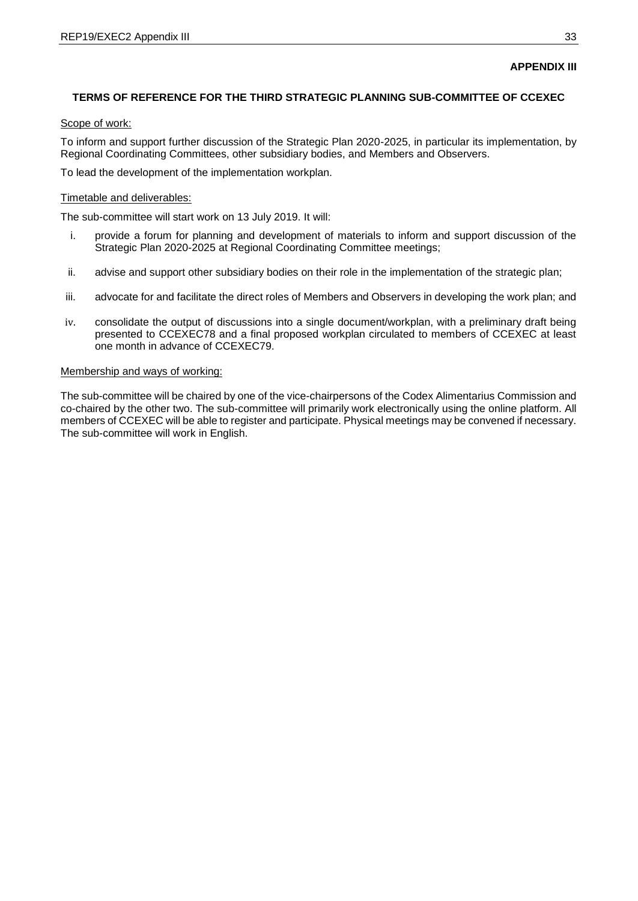**APPENDIX III**

## TERMS OF REFERENCE FOR THE THIRD STRATEGIC PLANNING SUB-COMMITTEE OF CCEXEC

Scope of work:

To inform and support further discussion of the Strategic Plan 2020-2025, in particular its implementation, by Regional Coordinating Committees, other subsidiary bodies, and Members and Observers.

To lead the development of the implementation workplan.

Timetable and deliverables:

The sub-committee will start work on 13 July 2019. It will:

i. provide a forum for planning and development of materials to inform and support discussion of the Strategic Plan 2020-2025 at Regional Coordinating Committee meetings;

ii. advise and support other subsidiary bodies on their role in the implementation of the strategic plan;

iii. advocate for and facilitate the direct roles of Members and Observers in developing the work plan; and

iv. consolidate the output of discussions into a single document/workplan, with a preliminary draft being presented to CCEXEC78 and a final proposed workplan circulated to members of CCEXEC at least one month in advance of CCEXEC79.

Membership and ways of working:

The sub-committee will be chaired by one of the vice-chairpersons of the Codex Alimentarius Commission and co-chaired by the other two. The sub-committee will primarily work electronically using the online platform. All members of CCEXEC will be able to register and participate. Physical meetings may be convened if necessary. The sub-committee will work in English.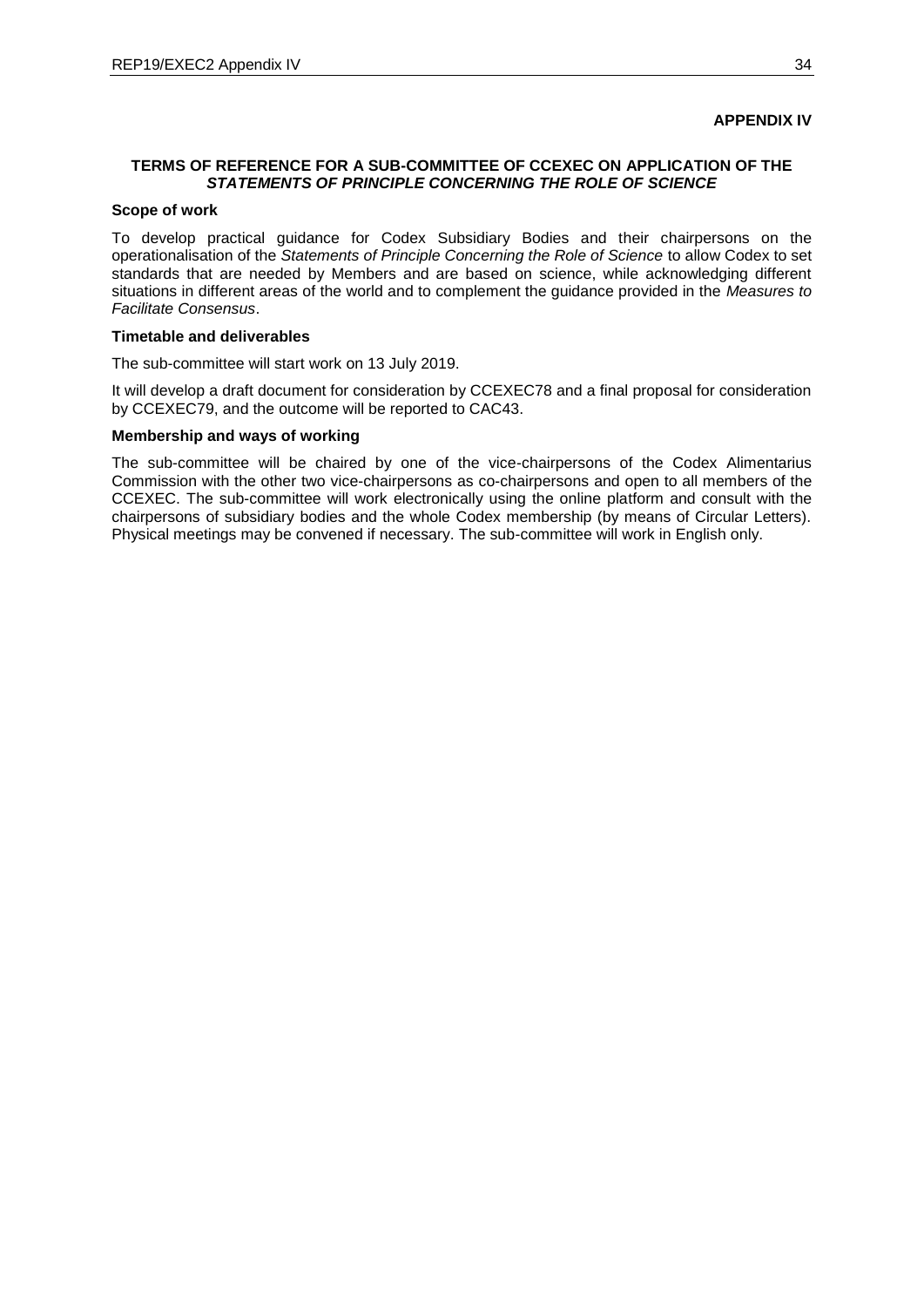**APPENDIX IV**

## TERMS OF REFERENCE FOR A SUB-COMMITTEE OF CCEXEC ON APPLICATION OF THE *STATEMENTS OF PRINCIPLE CONCERNING THE ROLE OF SCIENCE*

### Scope of work

To develop practical guidance for Codex Subsidiary Bodies and their chairpersons on the operationalisation of the *Statements of Principle Concerning the Role of Science* to allow Codex to set standards that are needed by Members and are based on science, while acknowledging different situations in different areas of the world and to complement the guidance provided in the *Measures to Facilitate Consensus*.

### Timetable and deliverables

The sub-committee will start work on 13 July 2019.

It will develop a draft document for consideration by CCEXEC78 and a final proposal for consideration by CCEXEC79, and the outcome will be reported to CAC43.

### Membership and ways of working

The sub-committee will be chaired by one of the vice-chairpersons of the Codex Alimentarius Commission with the other two vice-chairpersons as co-chairpersons and open to all members of the CCEXEC. The sub-committee will work electronically using the online platform and consult with the chairpersons of subsidiary bodies and the whole Codex membership (by means of Circular Letters). Physical meetings may be convened if necessary. The sub-committee will work in English only.